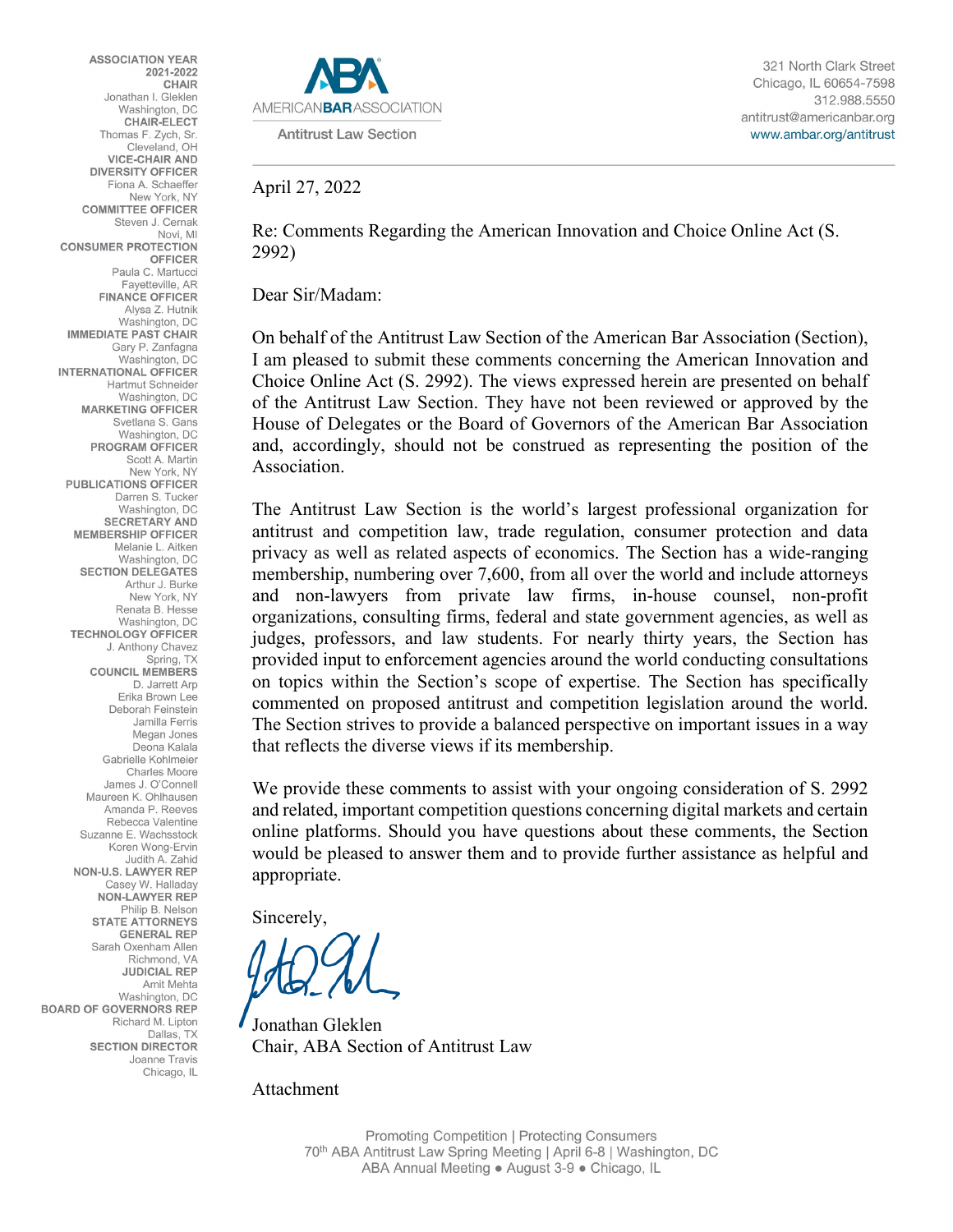**ASSOCIATION YEAR 2021-2022**

**CHAIR**
Jonathan I. Gleklen
Washington, DC

**CHAIR-ELECT**
Thomas F. Zych, Sr.
Cleveland, OH

**VICE-CHAIR AND DIVERSITY OFFICER**
Fiona A. Schaeffer
New York, NY

**COMMITTEE OFFICER**
Steven J. Cernak
Novi, MI

**CONSUMER PROTECTION OFFICER**
Paula C. Martucci
Fayetteville, AR

**FINANCE OFFICER**
Alysa Z. Hutnik
Washington, DC

**IMMEDIATE PAST CHAIR**
Gary P. Zanfagna
Washington, DC

**INTERNATIONAL OFFICER**
Hartmut Schneider
Washington, DC

**MARKETING OFFICER**
Svetlana S. Gans
Washington, DC

**PROGRAM OFFICER**
Scott A. Martin
New York, NY

**PUBLICATIONS OFFICER**
Darren S. Tucker
Washington, DC

**SECRETARY AND MEMBERSHIP OFFICER**
Melanie L. Aitken
Washington, DC

**SECTION DELEGATES**
Arthur J. Burke
New York, NY
Renata B. Hesse
Washington, DC

**TECHNOLOGY OFFICER**
J. Anthony Chavez
Spring, TX

**COUNCIL MEMBERS**
D. Jarrett Arp
Erika Brown Lee
Deborah Feinstein
Jamilla Ferris
Megan Jones
Deona Kalala
Gabrielle Kohlmeier
Charles Moore
James J. O'Connell
Maureen K. Ohlhausen
Amanda P. Reeves
Rebecca Valentine
Suzanne E. Wachsstock
Koren Wong-Ervin
Judith A. Zahid

**NON-U.S. LAWYER REP**
Casey W. Halladay

**NON-LAWYER REP**
Philip B. Nelson

**STATE ATTORNEYS GENERAL REP**
Sarah Oxenham Allen
Richmond, VA

**JUDICIAL REP**
Amit Mehta
Washington, DC

**BOARD OF GOVERNORS REP**
Richard M. Lipton
Dallas, TX

**SECTION DIRECTOR**
Joanne Travis
Chicago, IL

AMERICAN BAR ASSOCIATION
Antitrust Law Section

321 North Clark Street
Chicago, IL 60654-7598
312.988.5550
antitrust@americanbar.org
www.ambar.org/antitrust

April 27, 2022

Re: Comments Regarding the American Innovation and Choice Online Act (S. 2992)

Dear Sir/Madam:

On behalf of the Antitrust Law Section of the American Bar Association (Section), I am pleased to submit these comments concerning the American Innovation and Choice Online Act (S. 2992). The views expressed herein are presented on behalf of the Antitrust Law Section. They have not been reviewed or approved by the House of Delegates or the Board of Governors of the American Bar Association and, accordingly, should not be construed as representing the position of the Association.

The Antitrust Law Section is the world's largest professional organization for antitrust and competition law, trade regulation, consumer protection and data privacy as well as related aspects of economics. The Section has a wide-ranging membership, numbering over 7,600, from all over the world and include attorneys and non-lawyers from private law firms, in-house counsel, non-profit organizations, consulting firms, federal and state government agencies, as well as judges, professors, and law students. For nearly thirty years, the Section has provided input to enforcement agencies around the world conducting consultations on topics within the Section's scope of expertise. The Section has specifically commented on proposed antitrust and competition legislation around the world. The Section strives to provide a balanced perspective on important issues in a way that reflects the diverse views if its membership.

We provide these comments to assist with your ongoing consideration of S. 2992 and related, important competition questions concerning digital markets and certain online platforms. Should you have questions about these comments, the Section would be pleased to answer them and to provide further assistance as helpful and appropriate.

Sincerely,

Jonathan Gleklen
Chair, ABA Section of Antitrust Law

Attachment

Promoting Competition | Protecting Consumers
70th ABA Antitrust Law Spring Meeting | April 6-8 | Washington, DC
ABA Annual Meeting • August 3-9 • Chicago, IL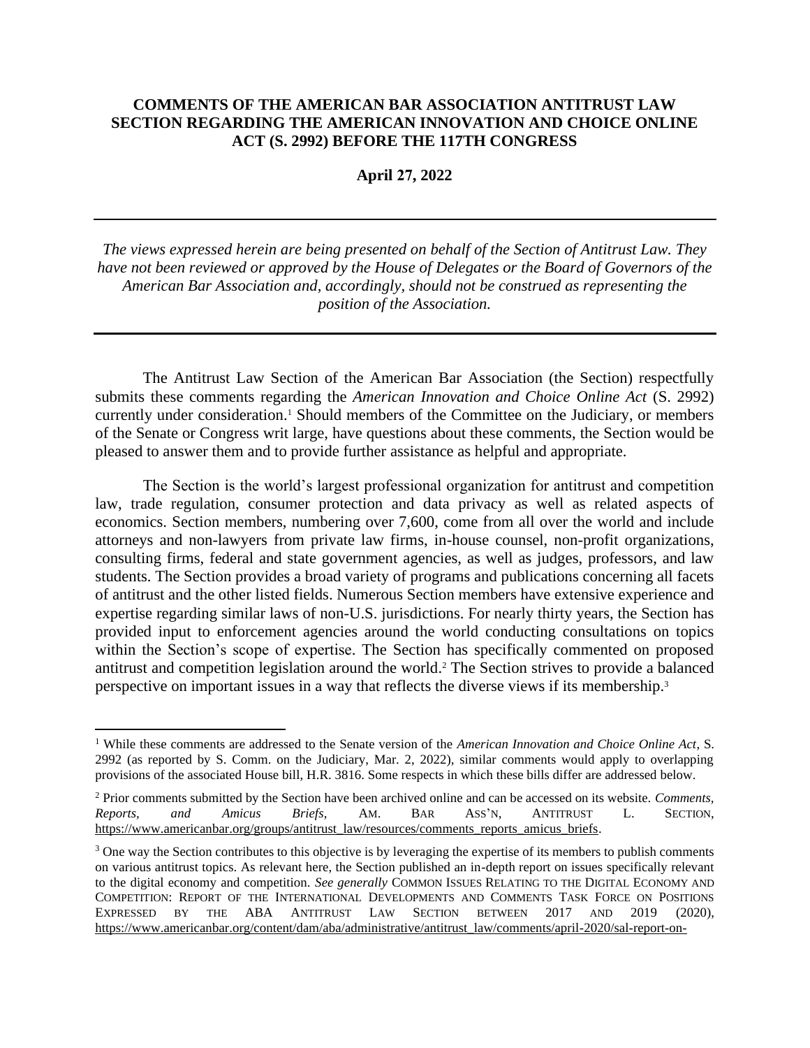**COMMENTS OF THE AMERICAN BAR ASSOCIATION ANTITRUST LAW SECTION REGARDING THE AMERICAN INNOVATION AND CHOICE ONLINE ACT (S. 2992) BEFORE THE 117TH CONGRESS**

**April 27, 2022**

---

*The views expressed herein are being presented on behalf of the Section of Antitrust Law. They have not been reviewed or approved by the House of Delegates or the Board of Governors of the American Bar Association and, accordingly, should not be construed as representing the position of the Association.*

---

The Antitrust Law Section of the American Bar Association (the Section) respectfully submits these comments regarding the *American Innovation and Choice Online Act* (S. 2992) currently under consideration.[1] Should members of the Committee on the Judiciary, or members of the Senate or Congress writ large, have questions about these comments, the Section would be pleased to answer them and to provide further assistance as helpful and appropriate.

The Section is the world's largest professional organization for antitrust and competition law, trade regulation, consumer protection and data privacy as well as related aspects of economics. Section members, numbering over 7,600, come from all over the world and include attorneys and non-lawyers from private law firms, in-house counsel, non-profit organizations, consulting firms, federal and state government agencies, as well as judges, professors, and law students. The Section provides a broad variety of programs and publications concerning all facets of antitrust and the other listed fields. Numerous Section members have extensive experience and expertise regarding similar laws of non-U.S. jurisdictions. For nearly thirty years, the Section has provided input to enforcement agencies around the world conducting consultations on topics within the Section's scope of expertise. The Section has specifically commented on proposed antitrust and competition legislation around the world.[2] The Section strives to provide a balanced perspective on important issues in a way that reflects the diverse views if its membership.[3]

---

[1] While these comments are addressed to the Senate version of the *American Innovation and Choice Online Act*, S. 2992 (as reported by S. Comm. on the Judiciary, Mar. 2, 2022), similar comments would apply to overlapping provisions of the associated House bill, H.R. 3816. Some respects in which these bills differ are addressed below.

[2] Prior comments submitted by the Section have been archived online and can be accessed on its website. *Comments, Reports, and Amicus Briefs*, AM. BAR ASS'N, ANTITRUST L. SECTION, https://www.americanbar.org/groups/antitrust_law/resources/comments_reports_amicus_briefs.

[3] One way the Section contributes to this objective is by leveraging the expertise of its members to publish comments on various antitrust topics. As relevant here, the Section published an in-depth report on issues specifically relevant to the digital economy and competition. *See generally* COMMON ISSUES RELATING TO THE DIGITAL ECONOMY AND COMPETITION: REPORT OF THE INTERNATIONAL DEVELOPMENTS AND COMMENTS TASK FORCE ON POSITIONS EXPRESSED BY THE ABA ANTITRUST LAW SECTION BETWEEN 2017 AND 2019 (2020), https://www.americanbar.org/content/dam/aba/administrative/antitrust_law/comments/april-2020/sal-report-on-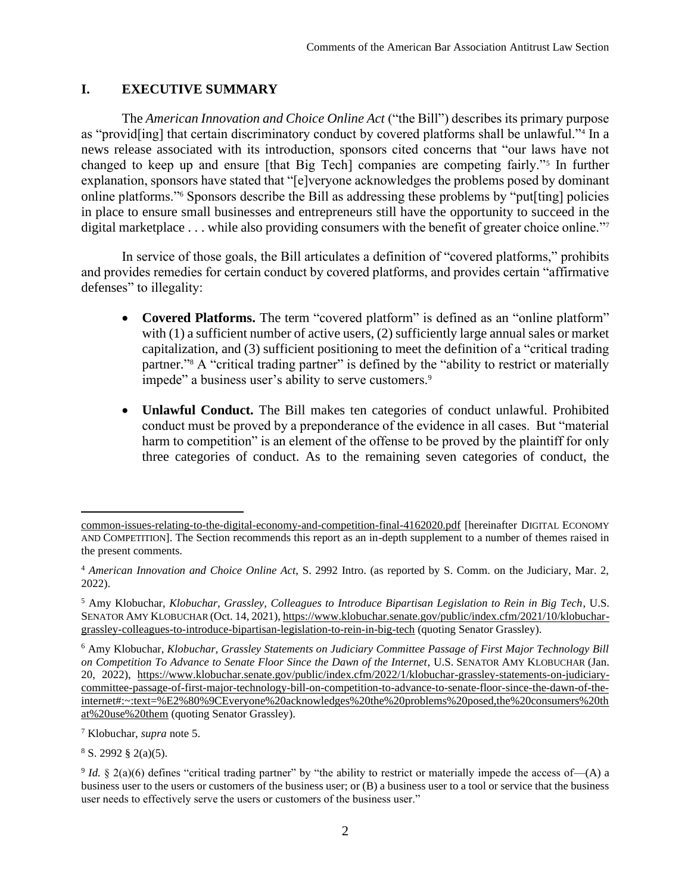## I. EXECUTIVE SUMMARY

The *American Innovation and Choice Online Act* ("the Bill") describes its primary purpose as "provid[ing] that certain discriminatory conduct by covered platforms shall be unlawful."[4] In a news release associated with its introduction, sponsors cited concerns that "our laws have not changed to keep up and ensure [that Big Tech] companies are competing fairly."[5] In further explanation, sponsors have stated that "[e]veryone acknowledges the problems posed by dominant online platforms."[6] Sponsors describe the Bill as addressing these problems by "put[ting] policies in place to ensure small businesses and entrepreneurs still have the opportunity to succeed in the digital marketplace . . . while also providing consumers with the benefit of greater choice online."[7]

In service of those goals, the Bill articulates a definition of "covered platforms," prohibits and provides remedies for certain conduct by covered platforms, and provides certain "affirmative defenses" to illegality:

- **Covered Platforms.** The term "covered platform" is defined as an "online platform" with (1) a sufficient number of active users, (2) sufficiently large annual sales or market capitalization, and (3) sufficient positioning to meet the definition of a "critical trading partner."[8] A "critical trading partner" is defined by the "ability to restrict or materially impede" a business user's ability to serve customers.[9]

- **Unlawful Conduct.** The Bill makes ten categories of conduct unlawful. Prohibited conduct must be proved by a preponderance of the evidence in all cases. But "material harm to competition" is an element of the offense to be proved by the plaintiff for only three categories of conduct. As to the remaining seven categories of conduct, the

---

common-issues-relating-to-the-digital-economy-and-competition-final-4162020.pdf [hereinafter DIGITAL ECONOMY AND COMPETITION]. The Section recommends this report as an in-depth supplement to a number of themes raised in the present comments.

[4] *American Innovation and Choice Online Act*, S. 2992 Intro. (as reported by S. Comm. on the Judiciary, Mar. 2, 2022).

[5] Amy Klobuchar, *Klobuchar, Grassley, Colleagues to Introduce Bipartisan Legislation to Rein in Big Tech*, U.S. SENATOR AMY KLOBUCHAR (Oct. 14, 2021), https://www.klobuchar.senate.gov/public/index.cfm/2021/10/klobuchar-grassley-colleagues-to-introduce-bipartisan-legislation-to-rein-in-big-tech (quoting Senator Grassley).

[6] Amy Klobuchar, *Klobuchar, Grassley Statements on Judiciary Committee Passage of First Major Technology Bill on Competition To Advance to Senate Floor Since the Dawn of the Internet*, U.S. SENATOR AMY KLOBUCHAR (Jan. 20, 2022), https://www.klobuchar.senate.gov/public/index.cfm/2022/1/klobuchar-grassley-statements-on-judiciary-committee-passage-of-first-major-technology-bill-on-competition-to-advance-to-senate-floor-since-the-dawn-of-the-internet#:~:text=%E2%80%9CEveryone%20acknowledges%20the%20problems%20posed,the%20consumers%20that%20use%20them (quoting Senator Grassley).

[7] Klobuchar, *supra* note 5.

[8] S. 2992 § 2(a)(5).

[9] *Id.* § 2(a)(6) defines "critical trading partner" by "the ability to restrict or materially impede the access of—(A) a business user to the users or customers of the business user; or (B) a business user to a tool or service that the business user needs to effectively serve the users or customers of the business user."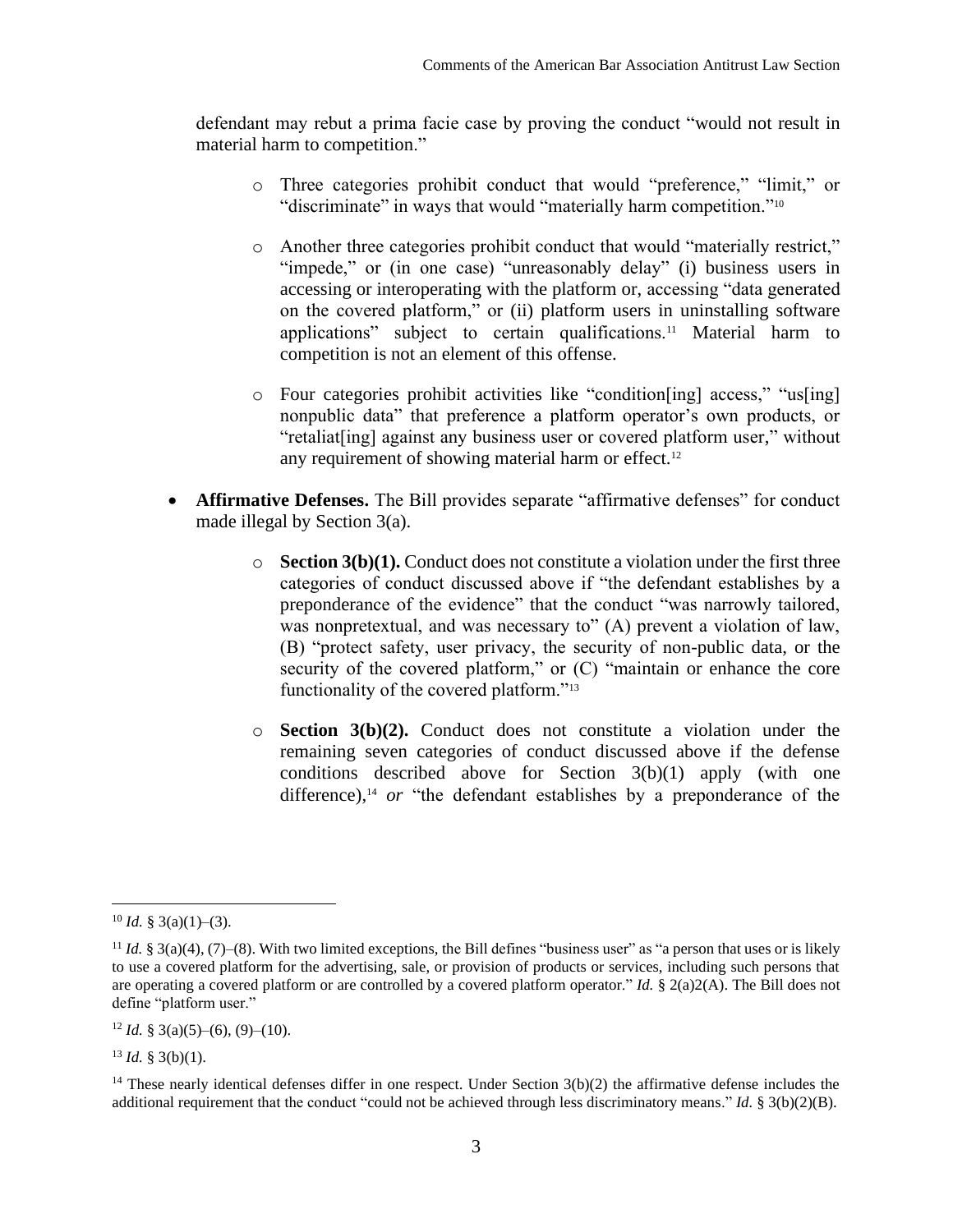defendant may rebut a prima facie case by proving the conduct "would not result in material harm to competition."

  - Three categories prohibit conduct that would "preference," "limit," or "discriminate" in ways that would "materially harm competition."[10]

  - Another three categories prohibit conduct that would "materially restrict," "impede," or (in one case) "unreasonably delay" (i) business users in accessing or interoperating with the platform or, accessing "data generated on the covered platform," or (ii) platform users in uninstalling software applications" subject to certain qualifications.[11] Material harm to competition is not an element of this offense.

  - Four categories prohibit activities like "condition[ing] access," "us[ing] nonpublic data" that preference a platform operator's own products, or "retaliat[ing] against any business user or covered platform user," without any requirement of showing material harm or effect.[12]

- **Affirmative Defenses.** The Bill provides separate "affirmative defenses" for conduct made illegal by Section 3(a).

  - **Section 3(b)(1).** Conduct does not constitute a violation under the first three categories of conduct discussed above if "the defendant establishes by a preponderance of the evidence" that the conduct "was narrowly tailored, was nonpretextual, and was necessary to" (A) prevent a violation of law, (B) "protect safety, user privacy, the security of non-public data, or the security of the covered platform," or (C) "maintain or enhance the core functionality of the covered platform."[13]

  - **Section 3(b)(2).** Conduct does not constitute a violation under the remaining seven categories of conduct discussed above if the defense conditions described above for Section 3(b)(1) apply (with one difference),[14] *or* "the defendant establishes by a preponderance of the

---

[10] *Id.* § 3(a)(1)–(3).

[11] *Id.* § 3(a)(4), (7)–(8). With two limited exceptions, the Bill defines "business user" as "a person that uses or is likely to use a covered platform for the advertising, sale, or provision of products or services, including such persons that are operating a covered platform or are controlled by a covered platform operator." *Id.* § 2(a)2(A). The Bill does not define "platform user."

[12] *Id.* § 3(a)(5)–(6), (9)–(10).

[13] *Id.* § 3(b)(1).

[14] These nearly identical defenses differ in one respect. Under Section 3(b)(2) the affirmative defense includes the additional requirement that the conduct "could not be achieved through less discriminatory means." *Id.* § 3(b)(2)(B).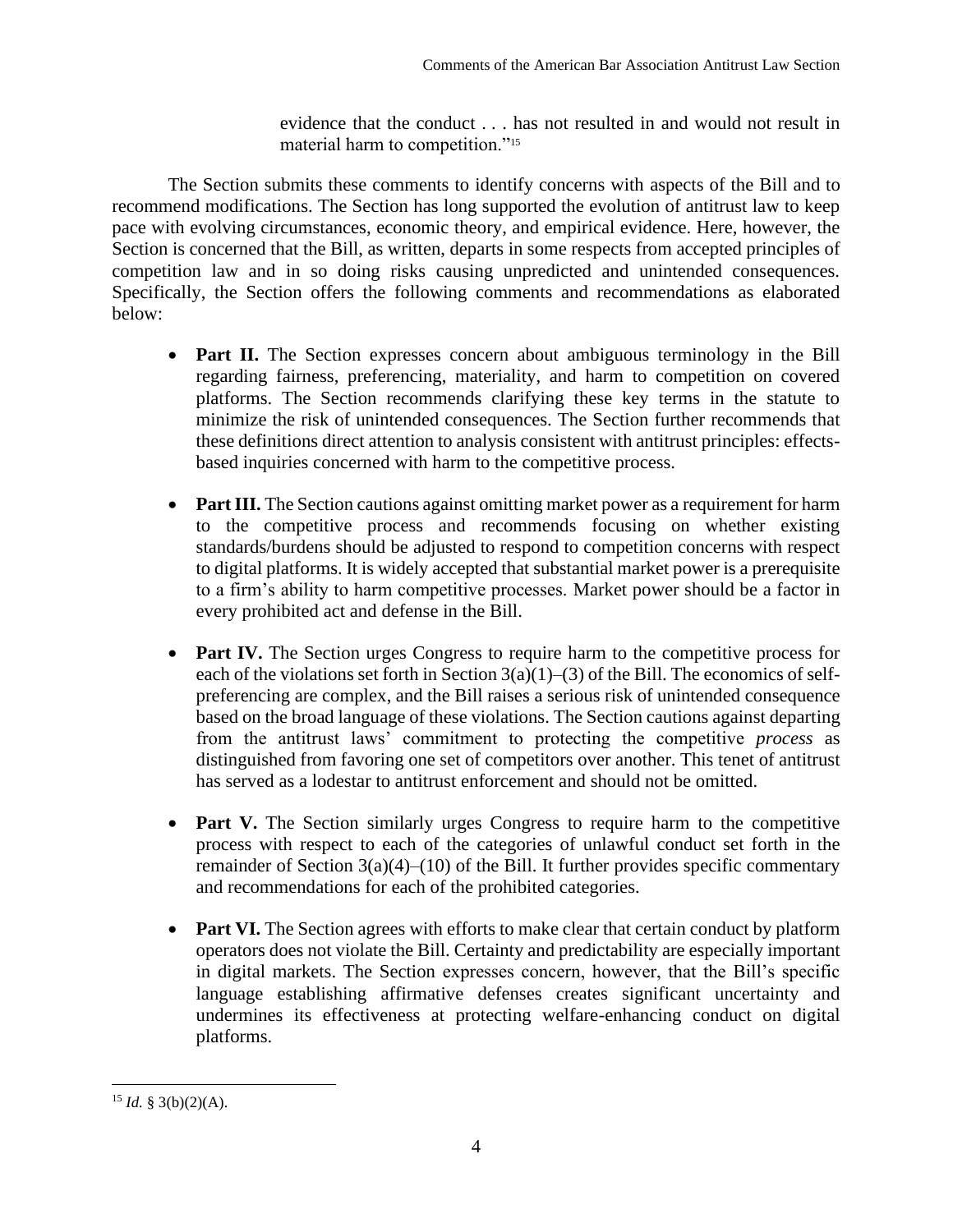evidence that the conduct . . . has not resulted in and would not result in material harm to competition."[15]

The Section submits these comments to identify concerns with aspects of the Bill and to recommend modifications. The Section has long supported the evolution of antitrust law to keep pace with evolving circumstances, economic theory, and empirical evidence. Here, however, the Section is concerned that the Bill, as written, departs in some respects from accepted principles of competition law and in so doing risks causing unpredicted and unintended consequences. Specifically, the Section offers the following comments and recommendations as elaborated below:

- **Part II.** The Section expresses concern about ambiguous terminology in the Bill regarding fairness, preferencing, materiality, and harm to competition on covered platforms. The Section recommends clarifying these key terms in the statute to minimize the risk of unintended consequences. The Section further recommends that these definitions direct attention to analysis consistent with antitrust principles: effects-based inquiries concerned with harm to the competitive process.

- **Part III.** The Section cautions against omitting market power as a requirement for harm to the competitive process and recommends focusing on whether existing standards/burdens should be adjusted to respond to competition concerns with respect to digital platforms. It is widely accepted that substantial market power is a prerequisite to a firm's ability to harm competitive processes. Market power should be a factor in every prohibited act and defense in the Bill.

- **Part IV.** The Section urges Congress to require harm to the competitive process for each of the violations set forth in Section 3(a)(1)–(3) of the Bill. The economics of self-preferencing are complex, and the Bill raises a serious risk of unintended consequence based on the broad language of these violations. The Section cautions against departing from the antitrust laws' commitment to protecting the competitive *process* as distinguished from favoring one set of competitors over another. This tenet of antitrust has served as a lodestar to antitrust enforcement and should not be omitted.

- **Part V.** The Section similarly urges Congress to require harm to the competitive process with respect to each of the categories of unlawful conduct set forth in the remainder of Section 3(a)(4)–(10) of the Bill. It further provides specific commentary and recommendations for each of the prohibited categories.

- **Part VI.** The Section agrees with efforts to make clear that certain conduct by platform operators does not violate the Bill. Certainty and predictability are especially important in digital markets. The Section expresses concern, however, that the Bill's specific language establishing affirmative defenses creates significant uncertainty and undermines its effectiveness at protecting welfare-enhancing conduct on digital platforms.

---

[15] *Id.* § 3(b)(2)(A).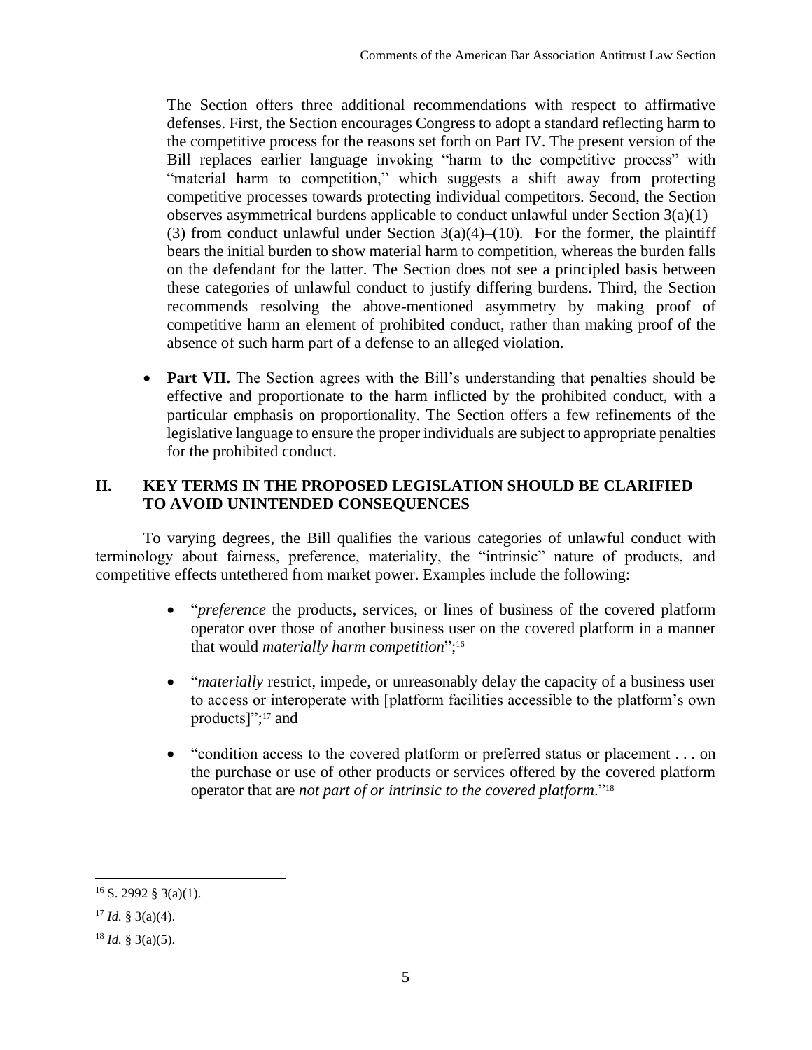The Section offers three additional recommendations with respect to affirmative defenses. First, the Section encourages Congress to adopt a standard reflecting harm to the competitive process for the reasons set forth on Part IV. The present version of the Bill replaces earlier language invoking "harm to the competitive process" with "material harm to competition," which suggests a shift away from protecting competitive processes towards protecting individual competitors. Second, the Section observes asymmetrical burdens applicable to conduct unlawful under Section 3(a)(1)–(3) from conduct unlawful under Section 3(a)(4)–(10). For the former, the plaintiff bears the initial burden to show material harm to competition, whereas the burden falls on the defendant for the latter. The Section does not see a principled basis between these categories of unlawful conduct to justify differing burdens. Third, the Section recommends resolving the above-mentioned asymmetry by making proof of competitive harm an element of prohibited conduct, rather than making proof of the absence of such harm part of a defense to an alleged violation.

- **Part VII.** The Section agrees with the Bill's understanding that penalties should be effective and proportionate to the harm inflicted by the prohibited conduct, with a particular emphasis on proportionality. The Section offers a few refinements of the legislative language to ensure the proper individuals are subject to appropriate penalties for the prohibited conduct.

## II. KEY TERMS IN THE PROPOSED LEGISLATION SHOULD BE CLARIFIED TO AVOID UNINTENDED CONSEQUENCES

To varying degrees, the Bill qualifies the various categories of unlawful conduct with terminology about fairness, preference, materiality, the "intrinsic" nature of products, and competitive effects untethered from market power. Examples include the following:

- "*preference* the products, services, or lines of business of the covered platform operator over those of another business user on the covered platform in a manner that would *materially harm competition*";[16]

- "*materially* restrict, impede, or unreasonably delay the capacity of a business user to access or interoperate with [platform facilities accessible to the platform's own products]";[17] and

- "condition access to the covered platform or preferred status or placement . . . on the purchase or use of other products or services offered by the covered platform operator that are *not part of or intrinsic to the covered platform*."[18]

---

[16] S. 2992 § 3(a)(1).

[17] *Id.* § 3(a)(4).

[18] *Id.* § 3(a)(5).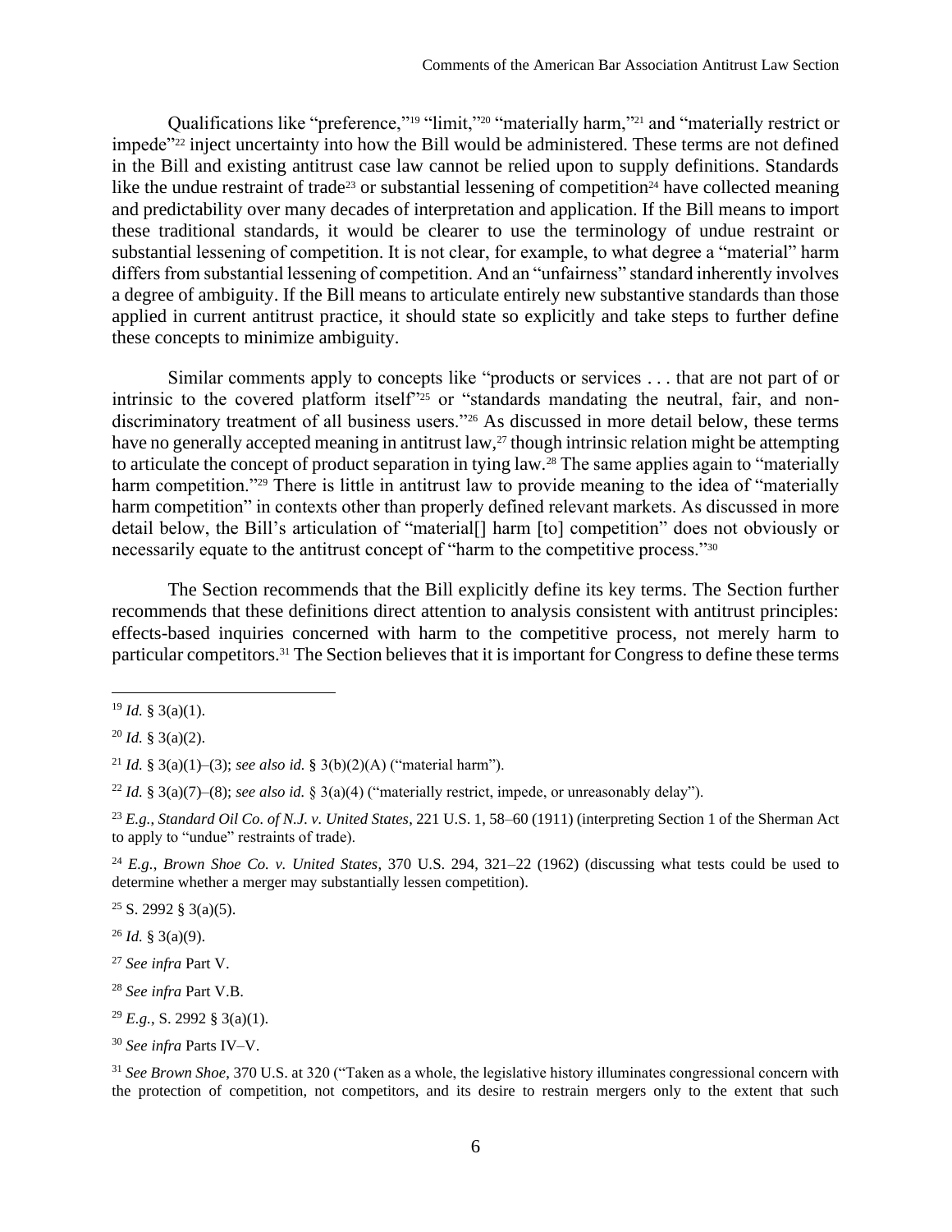Qualifications like "preference,"[19] "limit,"[20] "materially harm,"[21] and "materially restrict or impede"[22] inject uncertainty into how the Bill would be administered. These terms are not defined in the Bill and existing antitrust case law cannot be relied upon to supply definitions. Standards like the undue restraint of trade[23] or substantial lessening of competition[24] have collected meaning and predictability over many decades of interpretation and application. If the Bill means to import these traditional standards, it would be clearer to use the terminology of undue restraint or substantial lessening of competition. It is not clear, for example, to what degree a "material" harm differs from substantial lessening of competition. And an "unfairness" standard inherently involves a degree of ambiguity. If the Bill means to articulate entirely new substantive standards than those applied in current antitrust practice, it should state so explicitly and take steps to further define these concepts to minimize ambiguity.

Similar comments apply to concepts like "products or services . . . that are not part of or intrinsic to the covered platform itself"[25] or "standards mandating the neutral, fair, and non-discriminatory treatment of all business users."[26] As discussed in more detail below, these terms have no generally accepted meaning in antitrust law,[27] though intrinsic relation might be attempting to articulate the concept of product separation in tying law.[28] The same applies again to "materially harm competition."[29] There is little in antitrust law to provide meaning to the idea of "materially harm competition" in contexts other than properly defined relevant markets. As discussed in more detail below, the Bill's articulation of "material[] harm [to] competition" does not obviously or necessarily equate to the antitrust concept of "harm to the competitive process."[30]

The Section recommends that the Bill explicitly define its key terms. The Section further recommends that these definitions direct attention to analysis consistent with antitrust principles: effects-based inquiries concerned with harm to the competitive process, not merely harm to particular competitors.[31] The Section believes that it is important for Congress to define these terms

---

[19] *Id.* § 3(a)(1).

[20] *Id.* § 3(a)(2).

[21] *Id.* § 3(a)(1)–(3); *see also id.* § 3(b)(2)(A) ("material harm").

[22] *Id.* § 3(a)(7)–(8); *see also id.* § 3(a)(4) ("materially restrict, impede, or unreasonably delay").

[23] *E.g.*, *Standard Oil Co. of N.J. v. United States*, 221 U.S. 1, 58–60 (1911) (interpreting Section 1 of the Sherman Act to apply to "undue" restraints of trade).

[24] *E.g.*, *Brown Shoe Co. v. United States*, 370 U.S. 294, 321–22 (1962) (discussing what tests could be used to determine whether a merger may substantially lessen competition).

[25] S. 2992 § 3(a)(5).

[26] *Id.* § 3(a)(9).

[27] *See infra* Part V.

[28] *See infra* Part V.B.

[29] *E.g.*, S. 2992 § 3(a)(1).

[30] *See infra* Parts IV–V.

[31] *See Brown Shoe*, 370 U.S. at 320 ("Taken as a whole, the legislative history illuminates congressional concern with the protection of competition, not competitors, and its desire to restrain mergers only to the extent that such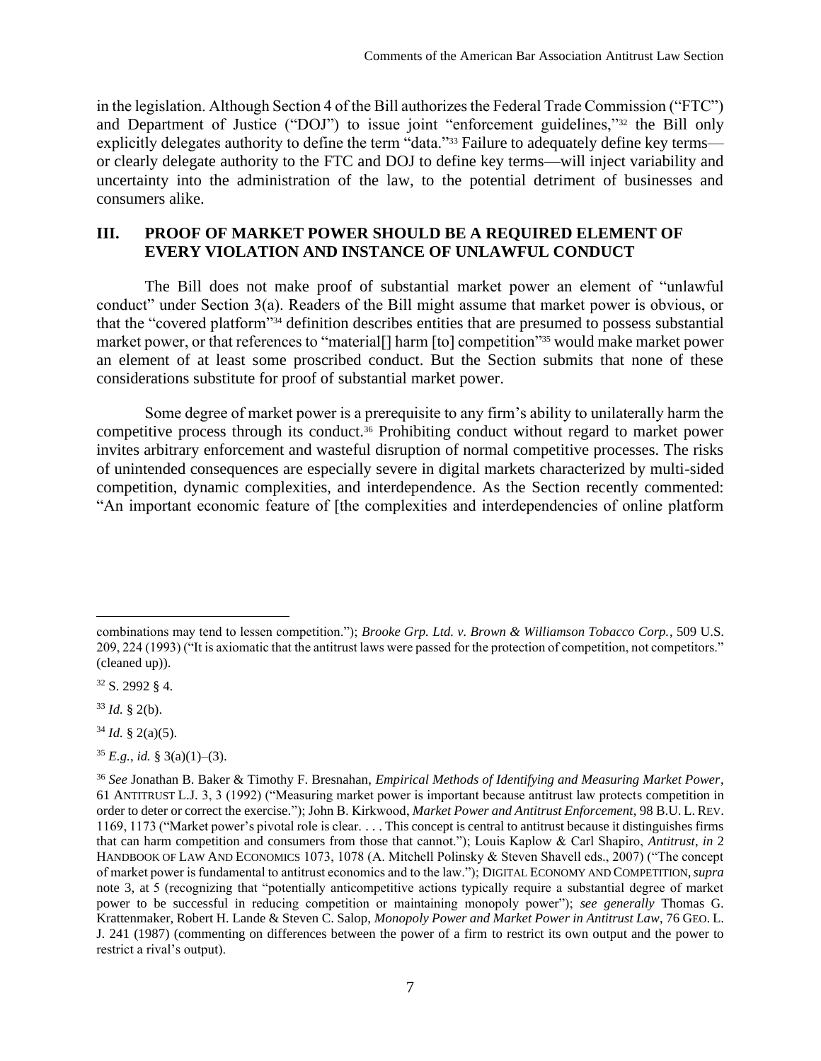in the legislation. Although Section 4 of the Bill authorizes the Federal Trade Commission ("FTC") and Department of Justice ("DOJ") to issue joint "enforcement guidelines,"[32] the Bill only explicitly delegates authority to define the term "data."[33] Failure to adequately define key terms—or clearly delegate authority to the FTC and DOJ to define key terms—will inject variability and uncertainty into the administration of the law, to the potential detriment of businesses and consumers alike.

## III. PROOF OF MARKET POWER SHOULD BE A REQUIRED ELEMENT OF EVERY VIOLATION AND INSTANCE OF UNLAWFUL CONDUCT

The Bill does not make proof of substantial market power an element of "unlawful conduct" under Section 3(a). Readers of the Bill might assume that market power is obvious, or that the "covered platform"[34] definition describes entities that are presumed to possess substantial market power, or that references to "material[] harm [to] competition"[35] would make market power an element of at least some proscribed conduct. But the Section submits that none of these considerations substitute for proof of substantial market power.

Some degree of market power is a prerequisite to any firm's ability to unilaterally harm the competitive process through its conduct.[36] Prohibiting conduct without regard to market power invites arbitrary enforcement and wasteful disruption of normal competitive processes. The risks of unintended consequences are especially severe in digital markets characterized by multi-sided competition, dynamic complexities, and interdependence. As the Section recently commented: "An important economic feature of [the complexities and interdependencies of online platform

---

combinations may tend to lessen competition."); *Brooke Grp. Ltd. v. Brown & Williamson Tobacco Corp.*, 509 U.S. 209, 224 (1993) ("It is axiomatic that the antitrust laws were passed for the protection of competition, not competitors." (cleaned up)).

[32] S. 2992 § 4.

[33] *Id.* § 2(b).

[34] *Id.* § 2(a)(5).

[35] *E.g.*, *id.* § 3(a)(1)–(3).

[36] *See* Jonathan B. Baker & Timothy F. Bresnahan, *Empirical Methods of Identifying and Measuring Market Power*, 61 ANTITRUST L.J. 3, 3 (1992) ("Measuring market power is important because antitrust law protects competition in order to deter or correct the exercise."); John B. Kirkwood, *Market Power and Antitrust Enforcement*, 98 B.U. L. REV. 1169, 1173 ("Market power's pivotal role is clear. . . . This concept is central to antitrust because it distinguishes firms that can harm competition and consumers from those that cannot."); Louis Kaplow & Carl Shapiro, *Antitrust*, *in* 2 HANDBOOK OF LAW AND ECONOMICS 1073, 1078 (A. Mitchell Polinsky & Steven Shavell eds., 2007) ("The concept of market power is fundamental to antitrust economics and to the law."); DIGITAL ECONOMY AND COMPETITION, *supra* note 3, at 5 (recognizing that "potentially anticompetitive actions typically require a substantial degree of market power to be successful in reducing competition or maintaining monopoly power"); *see generally* Thomas G. Krattenmaker, Robert H. Lande & Steven C. Salop, *Monopoly Power and Market Power in Antitrust Law*, 76 GEO. L. J. 241 (1987) (commenting on differences between the power of a firm to restrict its own output and the power to restrict a rival's output).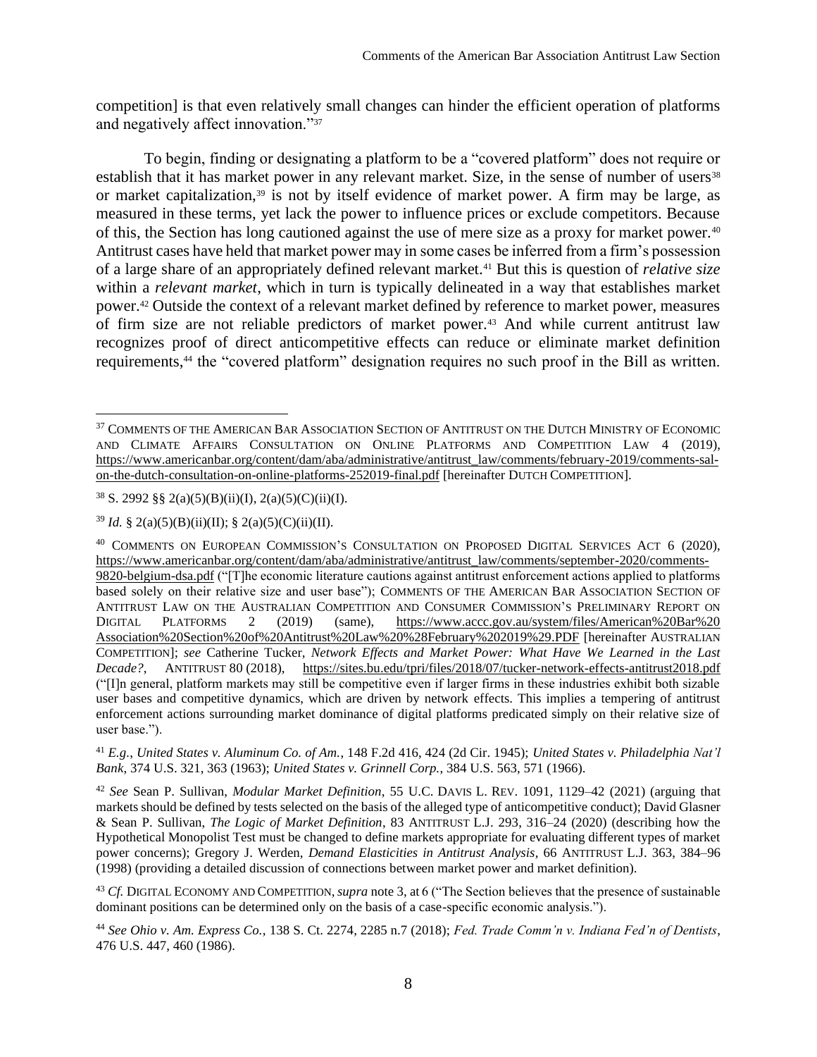competition] is that even relatively small changes can hinder the efficient operation of platforms and negatively affect innovation."[37]

To begin, finding or designating a platform to be a "covered platform" does not require or establish that it has market power in any relevant market. Size, in the sense of number of users[38] or market capitalization,[39] is not by itself evidence of market power. A firm may be large, as measured in these terms, yet lack the power to influence prices or exclude competitors. Because of this, the Section has long cautioned against the use of mere size as a proxy for market power.[40] Antitrust cases have held that market power may in some cases be inferred from a firm's possession of a large share of an appropriately defined relevant market.[41] But this is question of *relative size* within a *relevant market*, which in turn is typically delineated in a way that establishes market power.[42] Outside the context of a relevant market defined by reference to market power, measures of firm size are not reliable predictors of market power.[43] And while current antitrust law recognizes proof of direct anticompetitive effects can reduce or eliminate market definition requirements,[44] the "covered platform" designation requires no such proof in the Bill as written.

---

[37] COMMENTS OF THE AMERICAN BAR ASSOCIATION SECTION OF ANTITRUST ON THE DUTCH MINISTRY OF ECONOMIC AND CLIMATE AFFAIRS CONSULTATION ON ONLINE PLATFORMS AND COMPETITION LAW 4 (2019), https://www.americanbar.org/content/dam/aba/administrative/antitrust_law/comments/february-2019/comments-sal-on-the-dutch-consultation-on-online-platforms-252019-final.pdf [hereinafter DUTCH COMPETITION].

[38] S. 2992 §§ 2(a)(5)(B)(ii)(I), 2(a)(5)(C)(ii)(I).

[39] *Id.* § 2(a)(5)(B)(ii)(II); § 2(a)(5)(C)(ii)(II).

[40] COMMENTS ON EUROPEAN COMMISSION'S CONSULTATION ON PROPOSED DIGITAL SERVICES ACT 6 (2020), https://www.americanbar.org/content/dam/aba/administrative/antitrust_law/comments/september-2020/comments-9820-belgium-dsa.pdf ("[T]he economic literature cautions against antitrust enforcement actions applied to platforms based solely on their relative size and user base"); COMMENTS OF THE AMERICAN BAR ASSOCIATION SECTION OF ANTITRUST LAW ON THE AUSTRALIAN COMPETITION AND CONSUMER COMMISSION'S PRELIMINARY REPORT ON DIGITAL PLATFORMS 2 (2019) (same), https://www.accc.gov.au/system/files/American%20Bar%20Association%20Section%20of%20Antitrust%20Law%20%28February%202019%29.PDF [hereinafter AUSTRALIAN COMPETITION]; *see* Catherine Tucker, *Network Effects and Market Power: What Have We Learned in the Last Decade?*, ANTITRUST 80 (2018), https://sites.bu.edu/tpri/files/2018/07/tucker-network-effects-antitrust2018.pdf ("[I]n general, platform markets may still be competitive even if larger firms in these industries exhibit both sizable user bases and competitive dynamics, which are driven by network effects. This implies a tempering of antitrust enforcement actions surrounding market dominance of digital platforms predicated simply on their relative size of user base.").

[41] *E.g.*, *United States v. Aluminum Co. of Am.*, 148 F.2d 416, 424 (2d Cir. 1945); *United States v. Philadelphia Nat'l Bank*, 374 U.S. 321, 363 (1963); *United States v. Grinnell Corp.*, 384 U.S. 563, 571 (1966).

[42] *See* Sean P. Sullivan, *Modular Market Definition*, 55 U.C. DAVIS L. REV. 1091, 1129–42 (2021) (arguing that markets should be defined by tests selected on the basis of the alleged type of anticompetitive conduct); David Glasner & Sean P. Sullivan, *The Logic of Market Definition*, 83 ANTITRUST L.J. 293, 316–24 (2020) (describing how the Hypothetical Monopolist Test must be changed to define markets appropriate for evaluating different types of market power concerns); Gregory J. Werden, *Demand Elasticities in Antitrust Analysis*, 66 ANTITRUST L.J. 363, 384–96 (1998) (providing a detailed discussion of connections between market power and market definition).

[43] *Cf.* DIGITAL ECONOMY AND COMPETITION, *supra* note 3, at 6 ("The Section believes that the presence of sustainable dominant positions can be determined only on the basis of a case-specific economic analysis.").

[44] *See Ohio v. Am. Express Co.*, 138 S. Ct. 2274, 2285 n.7 (2018); *Fed. Trade Comm'n v. Indiana Fed'n of Dentists*, 476 U.S. 447, 460 (1986).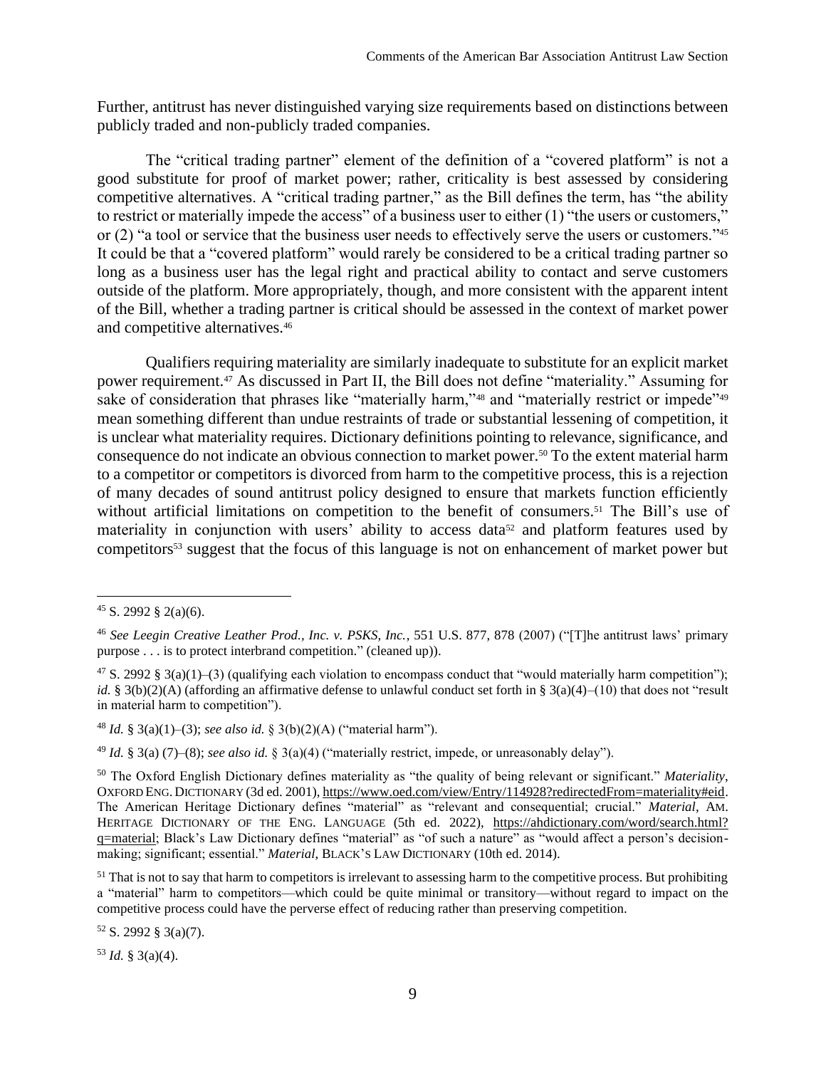Further, antitrust has never distinguished varying size requirements based on distinctions between publicly traded and non-publicly traded companies.

The "critical trading partner" element of the definition of a "covered platform" is not a good substitute for proof of market power; rather, criticality is best assessed by considering competitive alternatives. A "critical trading partner," as the Bill defines the term, has "the ability to restrict or materially impede the access" of a business user to either (1) "the users or customers," or (2) "a tool or service that the business user needs to effectively serve the users or customers."[45] It could be that a "covered platform" would rarely be considered to be a critical trading partner so long as a business user has the legal right and practical ability to contact and serve customers outside of the platform. More appropriately, though, and more consistent with the apparent intent of the Bill, whether a trading partner is critical should be assessed in the context of market power and competitive alternatives.[46]

Qualifiers requiring materiality are similarly inadequate to substitute for an explicit market power requirement.[47] As discussed in Part II, the Bill does not define "materiality." Assuming for sake of consideration that phrases like "materially harm,"[48] and "materially restrict or impede"[49] mean something different than undue restraints of trade or substantial lessening of competition, it is unclear what materiality requires. Dictionary definitions pointing to relevance, significance, and consequence do not indicate an obvious connection to market power.[50] To the extent material harm to a competitor or competitors is divorced from harm to the competitive process, this is a rejection of many decades of sound antitrust policy designed to ensure that markets function efficiently without artificial limitations on competition to the benefit of consumers.[51] The Bill's use of materiality in conjunction with users' ability to access data[52] and platform features used by competitors[53] suggest that the focus of this language is not on enhancement of market power but

---

[45] S. 2992 § 2(a)(6).

[46] *See Leegin Creative Leather Prod., Inc. v. PSKS, Inc.*, 551 U.S. 877, 878 (2007) ("[T]he antitrust laws' primary purpose . . . is to protect interbrand competition." (cleaned up)).

[47] S. 2992 § 3(a)(1)–(3) (qualifying each violation to encompass conduct that "would materially harm competition"); *id.* § 3(b)(2)(A) (affording an affirmative defense to unlawful conduct set forth in § 3(a)(4)–(10) that does not "result in material harm to competition").

[48] *Id.* § 3(a)(1)–(3); *see also id.* § 3(b)(2)(A) ("material harm").

[49] *Id.* § 3(a) (7)–(8); *see also id.* § 3(a)(4) ("materially restrict, impede, or unreasonably delay").

[50] The Oxford English Dictionary defines materiality as "the quality of being relevant or significant." *Materiality*, OXFORD ENG. DICTIONARY (3d ed. 2001), https://www.oed.com/view/Entry/114928?redirectedFrom=materiality#eid. The American Heritage Dictionary defines "material" as "relevant and consequential; crucial." *Material*, AM. HERITAGE DICTIONARY OF THE ENG. LANGUAGE (5th ed. 2022), https://ahdictionary.com/word/search.html?q=material; Black's Law Dictionary defines "material" as "of such a nature" as "would affect a person's decision-making; significant; essential." *Material*, BLACK'S LAW DICTIONARY (10th ed. 2014).

[51] That is not to say that harm to competitors is irrelevant to assessing harm to the competitive process. But prohibiting a "material" harm to competitors—which could be quite minimal or transitory—without regard to impact on the competitive process could have the perverse effect of reducing rather than preserving competition.

[52] S. 2992 § 3(a)(7).

[53] *Id.* § 3(a)(4).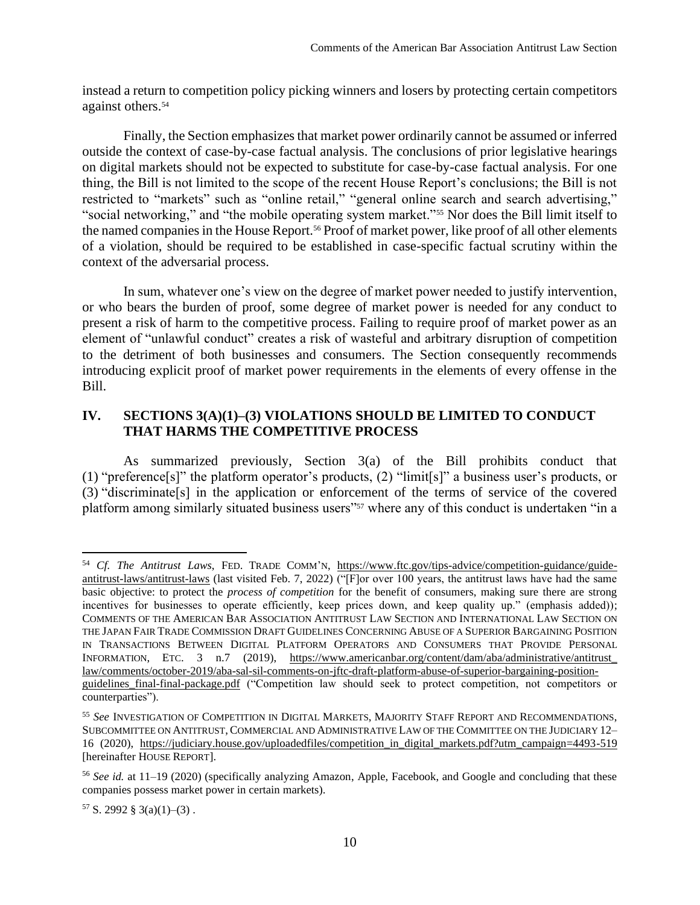instead a return to competition policy picking winners and losers by protecting certain competitors against others.[54]

Finally, the Section emphasizes that market power ordinarily cannot be assumed or inferred outside the context of case-by-case factual analysis. The conclusions of prior legislative hearings on digital markets should not be expected to substitute for case-by-case factual analysis. For one thing, the Bill is not limited to the scope of the recent House Report's conclusions; the Bill is not restricted to "markets" such as "online retail," "general online search and search advertising," "social networking," and "the mobile operating system market."[55] Nor does the Bill limit itself to the named companies in the House Report.[56] Proof of market power, like proof of all other elements of a violation, should be required to be established in case-specific factual scrutiny within the context of the adversarial process.

In sum, whatever one's view on the degree of market power needed to justify intervention, or who bears the burden of proof, some degree of market power is needed for any conduct to present a risk of harm to the competitive process. Failing to require proof of market power as an element of "unlawful conduct" creates a risk of wasteful and arbitrary disruption of competition to the detriment of both businesses and consumers. The Section consequently recommends introducing explicit proof of market power requirements in the elements of every offense in the Bill.

## IV. SECTIONS 3(A)(1)–(3) VIOLATIONS SHOULD BE LIMITED TO CONDUCT THAT HARMS THE COMPETITIVE PROCESS

As summarized previously, Section 3(a) of the Bill prohibits conduct that (1) "preference[s]" the platform operator's products, (2) "limit[s]" a business user's products, or (3) "discriminate[s] in the application or enforcement of the terms of service of the covered platform among similarly situated business users"[57] where any of this conduct is undertaken "in a

---

[54] *Cf. The Antitrust Laws*, FED. TRADE COMM'N, https://www.ftc.gov/tips-advice/competition-guidance/guide-antitrust-laws/antitrust-laws (last visited Feb. 7, 2022) ("[F]or over 100 years, the antitrust laws have had the same basic objective: to protect the *process of competition* for the benefit of consumers, making sure there are strong incentives for businesses to operate efficiently, keep prices down, and keep quality up." (emphasis added)); COMMENTS OF THE AMERICAN BAR ASSOCIATION ANTITRUST LAW SECTION AND INTERNATIONAL LAW SECTION ON THE JAPAN FAIR TRADE COMMISSION DRAFT GUIDELINES CONCERNING ABUSE OF A SUPERIOR BARGAINING POSITION IN TRANSACTIONS BETWEEN DIGITAL PLATFORM OPERATORS AND CONSUMERS THAT PROVIDE PERSONAL INFORMATION, ETC. 3 n.7 (2019), https://www.americanbar.org/content/dam/aba/administrative/antitrust_law/comments/october-2019/aba-sal-sil-comments-on-jftc-draft-platform-abuse-of-superior-bargaining-position-guidelines_final-final-package.pdf ("Competition law should seek to protect competition, not competitors or counterparties").

[55] *See* INVESTIGATION OF COMPETITION IN DIGITAL MARKETS, MAJORITY STAFF REPORT AND RECOMMENDATIONS, SUBCOMMITTEE ON ANTITRUST, COMMERCIAL AND ADMINISTRATIVE LAW OF THE COMMITTEE ON THE JUDICIARY 12–16 (2020), https://judiciary.house.gov/uploadedfiles/competition_in_digital_markets.pdf?utm_campaign=4493-519 [hereinafter HOUSE REPORT].

[56] *See id.* at 11–19 (2020) (specifically analyzing Amazon, Apple, Facebook, and Google and concluding that these companies possess market power in certain markets).

[57] S. 2992 § 3(a)(1)–(3) .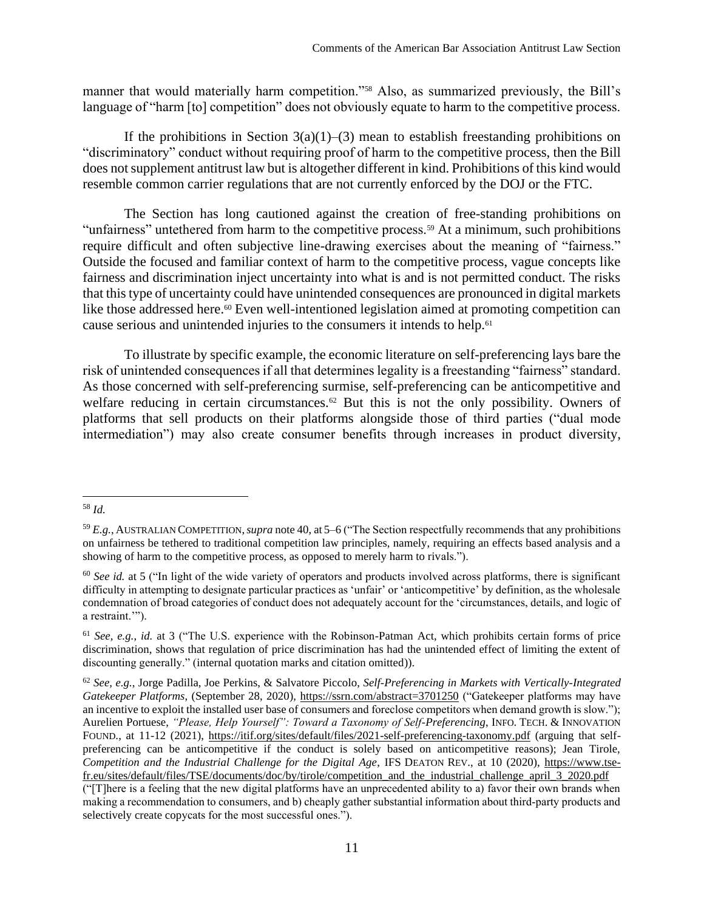manner that would materially harm competition."[58] Also, as summarized previously, the Bill's language of "harm [to] competition" does not obviously equate to harm to the competitive process.

If the prohibitions in Section 3(a)(1)–(3) mean to establish freestanding prohibitions on "discriminatory" conduct without requiring proof of harm to the competitive process, then the Bill does not supplement antitrust law but is altogether different in kind. Prohibitions of this kind would resemble common carrier regulations that are not currently enforced by the DOJ or the FTC.

The Section has long cautioned against the creation of free-standing prohibitions on "unfairness" untethered from harm to the competitive process.[59] At a minimum, such prohibitions require difficult and often subjective line-drawing exercises about the meaning of "fairness." Outside the focused and familiar context of harm to the competitive process, vague concepts like fairness and discrimination inject uncertainty into what is and is not permitted conduct. The risks that this type of uncertainty could have unintended consequences are pronounced in digital markets like those addressed here.[60] Even well-intentioned legislation aimed at promoting competition can cause serious and unintended injuries to the consumers it intends to help.[61]

To illustrate by specific example, the economic literature on self-preferencing lays bare the risk of unintended consequences if all that determines legality is a freestanding "fairness" standard. As those concerned with self-preferencing surmise, self-preferencing can be anticompetitive and welfare reducing in certain circumstances.[62] But this is not the only possibility. Owners of platforms that sell products on their platforms alongside those of third parties ("dual mode intermediation") may also create consumer benefits through increases in product diversity,

---

[58] *Id.*

[59] *E.g.*, AUSTRALIAN COMPETITION, *supra* note 40, at 5–6 ("The Section respectfully recommends that any prohibitions on unfairness be tethered to traditional competition law principles, namely, requiring an effects based analysis and a showing of harm to the competitive process, as opposed to merely harm to rivals.").

[60] *See id.* at 5 ("In light of the wide variety of operators and products involved across platforms, there is significant difficulty in attempting to designate particular practices as 'unfair' or 'anticompetitive' by definition, as the wholesale condemnation of broad categories of conduct does not adequately account for the 'circumstances, details, and logic of a restraint.'").

[61] *See, e.g.*, *id.* at 3 ("The U.S. experience with the Robinson-Patman Act, which prohibits certain forms of price discrimination, shows that regulation of price discrimination has had the unintended effect of limiting the extent of discounting generally." (internal quotation marks and citation omitted)).

[62] *See, e.g.*, Jorge Padilla, Joe Perkins, & Salvatore Piccolo, *Self-Preferencing in Markets with Vertically-Integrated Gatekeeper Platforms*, (September 28, 2020), https://ssrn.com/abstract=3701250 ("Gatekeeper platforms may have an incentive to exploit the installed user base of consumers and foreclose competitors when demand growth is slow."); Aurelien Portuese, *"Please, Help Yourself": Toward a Taxonomy of Self-Preferencing*, INFO. TECH. & INNOVATION FOUND., at 11-12 (2021), https://itif.org/sites/default/files/2021-self-preferencing-taxonomy.pdf (arguing that self-preferencing can be anticompetitive if the conduct is solely based on anticompetitive reasons); Jean Tirole, *Competition and the Industrial Challenge for the Digital Age*, IFS DEATON REV., at 10 (2020), https://www.tse-fr.eu/sites/default/files/TSE/documents/doc/by/tirole/competition_and_the_industrial_challenge_april_3_2020.pdf ("[T]here is a feeling that the new digital platforms have an unprecedented ability to a) favor their own brands when making a recommendation to consumers, and b) cheaply gather substantial information about third-party products and selectively create copycats for the most successful ones.").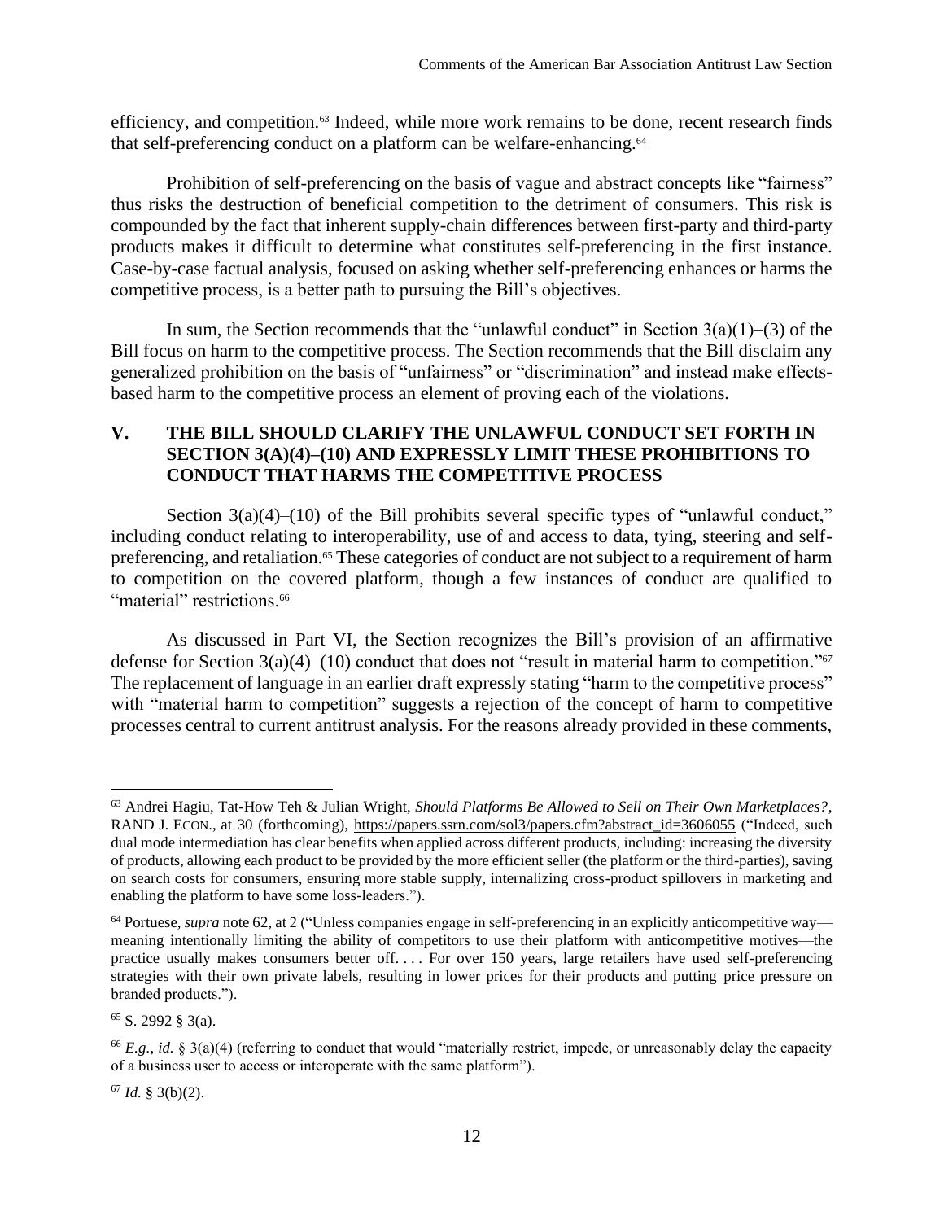efficiency, and competition.[63] Indeed, while more work remains to be done, recent research finds that self-preferencing conduct on a platform can be welfare-enhancing.[64]

Prohibition of self-preferencing on the basis of vague and abstract concepts like "fairness" thus risks the destruction of beneficial competition to the detriment of consumers. This risk is compounded by the fact that inherent supply-chain differences between first-party and third-party products makes it difficult to determine what constitutes self-preferencing in the first instance. Case-by-case factual analysis, focused on asking whether self-preferencing enhances or harms the competitive process, is a better path to pursuing the Bill's objectives.

In sum, the Section recommends that the "unlawful conduct" in Section 3(a)(1)–(3) of the Bill focus on harm to the competitive process. The Section recommends that the Bill disclaim any generalized prohibition on the basis of "unfairness" or "discrimination" and instead make effects-based harm to the competitive process an element of proving each of the violations.

## V. THE BILL SHOULD CLARIFY THE UNLAWFUL CONDUCT SET FORTH IN SECTION 3(A)(4)–(10) AND EXPRESSLY LIMIT THESE PROHIBITIONS TO CONDUCT THAT HARMS THE COMPETITIVE PROCESS

Section 3(a)(4)–(10) of the Bill prohibits several specific types of "unlawful conduct," including conduct relating to interoperability, use of and access to data, tying, steering and self-preferencing, and retaliation.[65] These categories of conduct are not subject to a requirement of harm to competition on the covered platform, though a few instances of conduct are qualified to "material" restrictions.[66]

As discussed in Part VI, the Section recognizes the Bill's provision of an affirmative defense for Section 3(a)(4)–(10) conduct that does not "result in material harm to competition."[67] The replacement of language in an earlier draft expressly stating "harm to the competitive process" with "material harm to competition" suggests a rejection of the concept of harm to competitive processes central to current antitrust analysis. For the reasons already provided in these comments,

---

[63] Andrei Hagiu, Tat-How Teh & Julian Wright, *Should Platforms Be Allowed to Sell on Their Own Marketplaces?*, RAND J. ECON., at 30 (forthcoming), https://papers.ssrn.com/sol3/papers.cfm?abstract_id=3606055 ("Indeed, such dual mode intermediation has clear benefits when applied across different products, including: increasing the diversity of products, allowing each product to be provided by the more efficient seller (the platform or the third-parties), saving on search costs for consumers, ensuring more stable supply, internalizing cross-product spillovers in marketing and enabling the platform to have some loss-leaders.").

[64] Portuese, *supra* note 62, at 2 ("Unless companies engage in self-preferencing in an explicitly anticompetitive way—meaning intentionally limiting the ability of competitors to use their platform with anticompetitive motives—the practice usually makes consumers better off. . . . For over 150 years, large retailers have used self-preferencing strategies with their own private labels, resulting in lower prices for their products and putting price pressure on branded products.").

[65] S. 2992 § 3(a).

[66] *E.g.*, *id.* § 3(a)(4) (referring to conduct that would "materially restrict, impede, or unreasonably delay the capacity of a business user to access or interoperate with the same platform").

[67] *Id.* § 3(b)(2).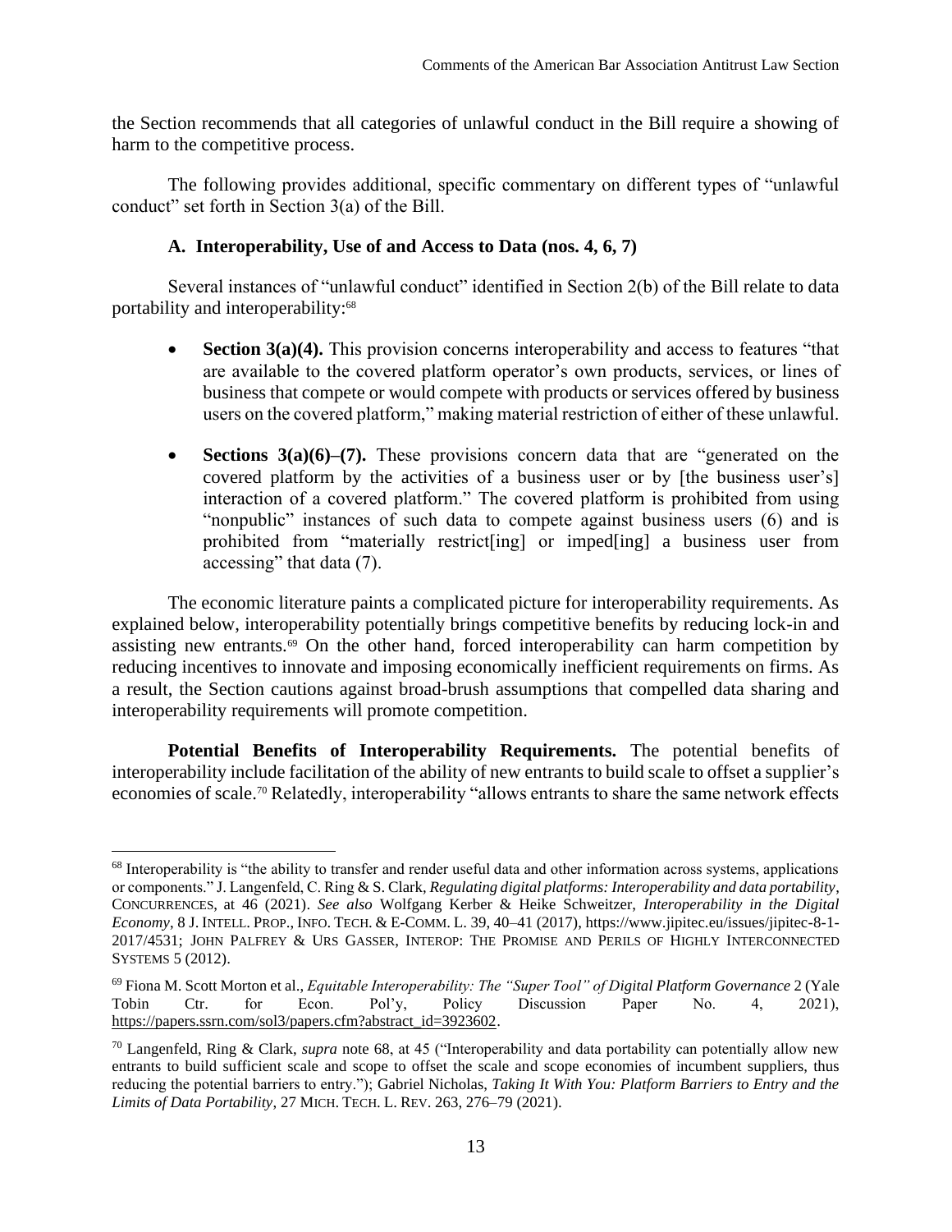the Section recommends that all categories of unlawful conduct in the Bill require a showing of harm to the competitive process.

The following provides additional, specific commentary on different types of "unlawful conduct" set forth in Section 3(a) of the Bill.

### A. Interoperability, Use of and Access to Data (nos. 4, 6, 7)

Several instances of "unlawful conduct" identified in Section 2(b) of the Bill relate to data portability and interoperability:[68]

- **Section 3(a)(4).** This provision concerns interoperability and access to features "that are available to the covered platform operator's own products, services, or lines of business that compete or would compete with products or services offered by business users on the covered platform," making material restriction of either of these unlawful.

- **Sections 3(a)(6)–(7).** These provisions concern data that are "generated on the covered platform by the activities of a business user or by [the business user's] interaction of a covered platform." The covered platform is prohibited from using "nonpublic" instances of such data to compete against business users (6) and is prohibited from "materially restrict[ing] or imped[ing] a business user from accessing" that data (7).

The economic literature paints a complicated picture for interoperability requirements. As explained below, interoperability potentially brings competitive benefits by reducing lock-in and assisting new entrants.[69] On the other hand, forced interoperability can harm competition by reducing incentives to innovate and imposing economically inefficient requirements on firms. As a result, the Section cautions against broad-brush assumptions that compelled data sharing and interoperability requirements will promote competition.

**Potential Benefits of Interoperability Requirements.** The potential benefits of interoperability include facilitation of the ability of new entrants to build scale to offset a supplier's economies of scale.[70] Relatedly, interoperability "allows entrants to share the same network effects

---

[68] Interoperability is "the ability to transfer and render useful data and other information across systems, applications or components." J. Langenfeld, C. Ring & S. Clark, *Regulating digital platforms: Interoperability and data portability*, CONCURRENCES, at 46 (2021). *See also* Wolfgang Kerber & Heike Schweitzer, *Interoperability in the Digital Economy*, 8 J. INTELL. PROP., INFO. TECH. & E-COMM. L. 39, 40–41 (2017), https://www.jipitec.eu/issues/jipitec-8-1-2017/4531; JOHN PALFREY & URS GASSER, INTEROP: THE PROMISE AND PERILS OF HIGHLY INTERCONNECTED SYSTEMS 5 (2012).

[69] Fiona M. Scott Morton et al., *Equitable Interoperability: The "Super Tool" of Digital Platform Governance* 2 (Yale Tobin Ctr. for Econ. Pol'y, Policy Discussion Paper No. 4, 2021), https://papers.ssrn.com/sol3/papers.cfm?abstract_id=3923602.

[70] Langenfeld, Ring & Clark, *supra* note 68, at 45 ("Interoperability and data portability can potentially allow new entrants to build sufficient scale and scope to offset the scale and scope economies of incumbent suppliers, thus reducing the potential barriers to entry."); Gabriel Nicholas, *Taking It With You: Platform Barriers to Entry and the Limits of Data Portability*, 27 MICH. TECH. L. REV. 263, 276–79 (2021).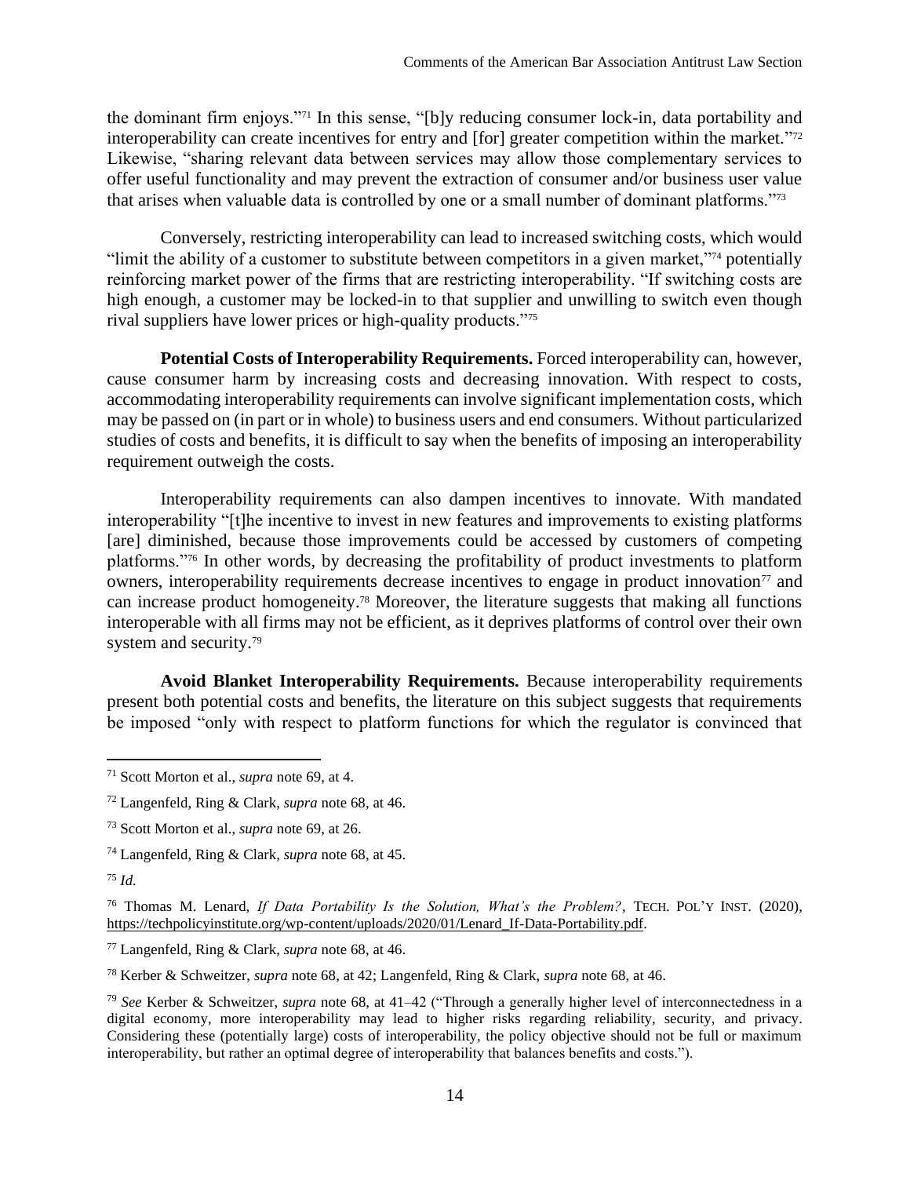the dominant firm enjoys."[71] In this sense, "[b]y reducing consumer lock-in, data portability and interoperability can create incentives for entry and [for] greater competition within the market."[72] Likewise, "sharing relevant data between services may allow those complementary services to offer useful functionality and may prevent the extraction of consumer and/or business user value that arises when valuable data is controlled by one or a small number of dominant platforms."[73]

Conversely, restricting interoperability can lead to increased switching costs, which would "limit the ability of a customer to substitute between competitors in a given market,"[74] potentially reinforcing market power of the firms that are restricting interoperability. "If switching costs are high enough, a customer may be locked-in to that supplier and unwilling to switch even though rival suppliers have lower prices or high-quality products."[75]

**Potential Costs of Interoperability Requirements.** Forced interoperability can, however, cause consumer harm by increasing costs and decreasing innovation. With respect to costs, accommodating interoperability requirements can involve significant implementation costs, which may be passed on (in part or in whole) to business users and end consumers. Without particularized studies of costs and benefits, it is difficult to say when the benefits of imposing an interoperability requirement outweigh the costs.

Interoperability requirements can also dampen incentives to innovate. With mandated interoperability "[t]he incentive to invest in new features and improvements to existing platforms [are] diminished, because those improvements could be accessed by customers of competing platforms."[76] In other words, by decreasing the profitability of product investments to platform owners, interoperability requirements decrease incentives to engage in product innovation[77] and can increase product homogeneity.[78] Moreover, the literature suggests that making all functions interoperable with all firms may not be efficient, as it deprives platforms of control over their own system and security.[79]

**Avoid Blanket Interoperability Requirements.** Because interoperability requirements present both potential costs and benefits, the literature on this subject suggests that requirements be imposed "only with respect to platform functions for which the regulator is convinced that

---

[71] Scott Morton et al., *supra* note 69, at 4.

[72] Langenfeld, Ring & Clark, *supra* note 68, at 46.

[73] Scott Morton et al., *supra* note 69, at 26.

[74] Langenfeld, Ring & Clark, *supra* note 68, at 45.

[75] *Id.*

[76] Thomas M. Lenard, *If Data Portability Is the Solution, What's the Problem?*, TECH. POL'Y INST. (2020), https://techpolicyinstitute.org/wp-content/uploads/2020/01/Lenard_If-Data-Portability.pdf.

[77] Langenfeld, Ring & Clark, *supra* note 68, at 46.

[78] Kerber & Schweitzer, *supra* note 68, at 42; Langenfeld, Ring & Clark, *supra* note 68, at 46.

[79] *See* Kerber & Schweitzer, *supra* note 68, at 41–42 ("Through a generally higher level of interconnectedness in a digital economy, more interoperability may lead to higher risks regarding reliability, security, and privacy. Considering these (potentially large) costs of interoperability, the policy objective should not be full or maximum interoperability, but rather an optimal degree of interoperability that balances benefits and costs.").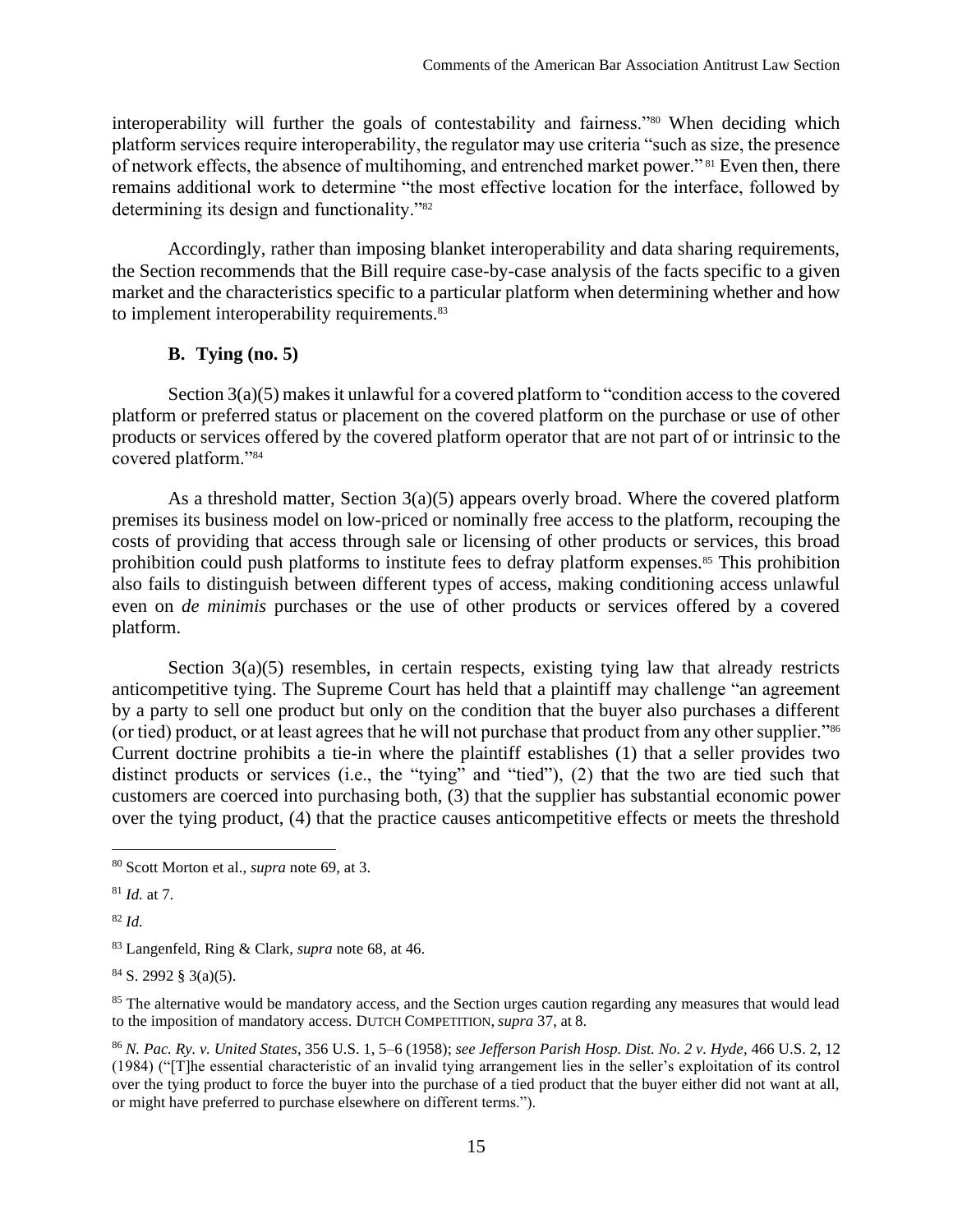interoperability will further the goals of contestability and fairness."[80] When deciding which platform services require interoperability, the regulator may use criteria "such as size, the presence of network effects, the absence of multihoming, and entrenched market power."[81] Even then, there remains additional work to determine "the most effective location for the interface, followed by determining its design and functionality."[82]

Accordingly, rather than imposing blanket interoperability and data sharing requirements, the Section recommends that the Bill require case-by-case analysis of the facts specific to a given market and the characteristics specific to a particular platform when determining whether and how to implement interoperability requirements.[83]

### B. Tying (no. 5)

Section 3(a)(5) makes it unlawful for a covered platform to "condition access to the covered platform or preferred status or placement on the covered platform on the purchase or use of other products or services offered by the covered platform operator that are not part of or intrinsic to the covered platform."[84]

As a threshold matter, Section 3(a)(5) appears overly broad. Where the covered platform premises its business model on low-priced or nominally free access to the platform, recouping the costs of providing that access through sale or licensing of other products or services, this broad prohibition could push platforms to institute fees to defray platform expenses.[85] This prohibition also fails to distinguish between different types of access, making conditioning access unlawful even on *de minimis* purchases or the use of other products or services offered by a covered platform.

Section 3(a)(5) resembles, in certain respects, existing tying law that already restricts anticompetitive tying. The Supreme Court has held that a plaintiff may challenge "an agreement by a party to sell one product but only on the condition that the buyer also purchases a different (or tied) product, or at least agrees that he will not purchase that product from any other supplier."[86] Current doctrine prohibits a tie-in where the plaintiff establishes (1) that a seller provides two distinct products or services (i.e., the "tying" and "tied"), (2) that the two are tied such that customers are coerced into purchasing both, (3) that the supplier has substantial economic power over the tying product, (4) that the practice causes anticompetitive effects or meets the threshold

---

[80] Scott Morton et al., *supra* note 69, at 3.

[81] *Id.* at 7.

[82] *Id.*

[83] Langenfeld, Ring & Clark, *supra* note 68, at 46.

[84] S. 2992 § 3(a)(5).

[85] The alternative would be mandatory access, and the Section urges caution regarding any measures that would lead to the imposition of mandatory access. DUTCH COMPETITION, *supra* 37, at 8.

[86] *N. Pac. Ry. v. United States*, 356 U.S. 1, 5–6 (1958); *see Jefferson Parish Hosp. Dist. No. 2 v. Hyde*, 466 U.S. 2, 12 (1984) ("[T]he essential characteristic of an invalid tying arrangement lies in the seller's exploitation of its control over the tying product to force the buyer into the purchase of a tied product that the buyer either did not want at all, or might have preferred to purchase elsewhere on different terms.").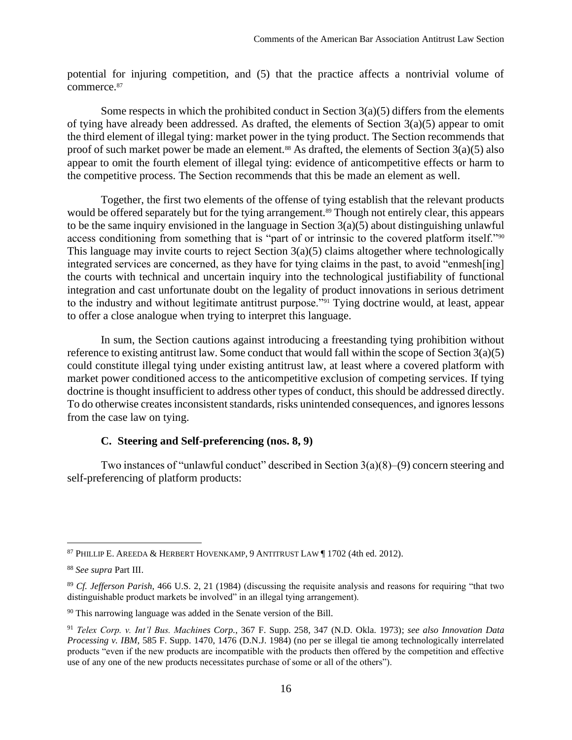potential for injuring competition, and (5) that the practice affects a nontrivial volume of commerce.[87]

Some respects in which the prohibited conduct in Section 3(a)(5) differs from the elements of tying have already been addressed. As drafted, the elements of Section 3(a)(5) appear to omit the third element of illegal tying: market power in the tying product. The Section recommends that proof of such market power be made an element.[88] As drafted, the elements of Section 3(a)(5) also appear to omit the fourth element of illegal tying: evidence of anticompetitive effects or harm to the competitive process. The Section recommends that this be made an element as well.

Together, the first two elements of the offense of tying establish that the relevant products would be offered separately but for the tying arrangement.[89] Though not entirely clear, this appears to be the same inquiry envisioned in the language in Section 3(a)(5) about distinguishing unlawful access conditioning from something that is "part of or intrinsic to the covered platform itself."[90] This language may invite courts to reject Section 3(a)(5) claims altogether where technologically integrated services are concerned, as they have for tying claims in the past, to avoid "enmesh[ing] the courts with technical and uncertain inquiry into the technological justifiability of functional integration and cast unfortunate doubt on the legality of product innovations in serious detriment to the industry and without legitimate antitrust purpose."[91] Tying doctrine would, at least, appear to offer a close analogue when trying to interpret this language.

In sum, the Section cautions against introducing a freestanding tying prohibition without reference to existing antitrust law. Some conduct that would fall within the scope of Section 3(a)(5) could constitute illegal tying under existing antitrust law, at least where a covered platform with market power conditioned access to the anticompetitive exclusion of competing services. If tying doctrine is thought insufficient to address other types of conduct, this should be addressed directly. To do otherwise creates inconsistent standards, risks unintended consequences, and ignores lessons from the case law on tying.

### C. Steering and Self-preferencing (nos. 8, 9)

Two instances of "unlawful conduct" described in Section 3(a)(8)–(9) concern steering and self-preferencing of platform products:

---

[87] PHILLIP E. AREEDA & HERBERT HOVENKAMP, 9 ANTITRUST LAW ¶ 1702 (4th ed. 2012).

[88] *See supra* Part III.

[89] *Cf. Jefferson Parish*, 466 U.S. 2, 21 (1984) (discussing the requisite analysis and reasons for requiring "that two distinguishable product markets be involved" in an illegal tying arrangement).

[90] This narrowing language was added in the Senate version of the Bill.

[91] *Telex Corp. v. Int'l Bus. Machines Corp.*, 367 F. Supp. 258, 347 (N.D. Okla. 1973); *see also Innovation Data Processing v. IBM*, 585 F. Supp. 1470, 1476 (D.N.J. 1984) (no per se illegal tie among technologically interrelated products "even if the new products are incompatible with the products then offered by the competition and effective use of any one of the new products necessitates purchase of some or all of the others").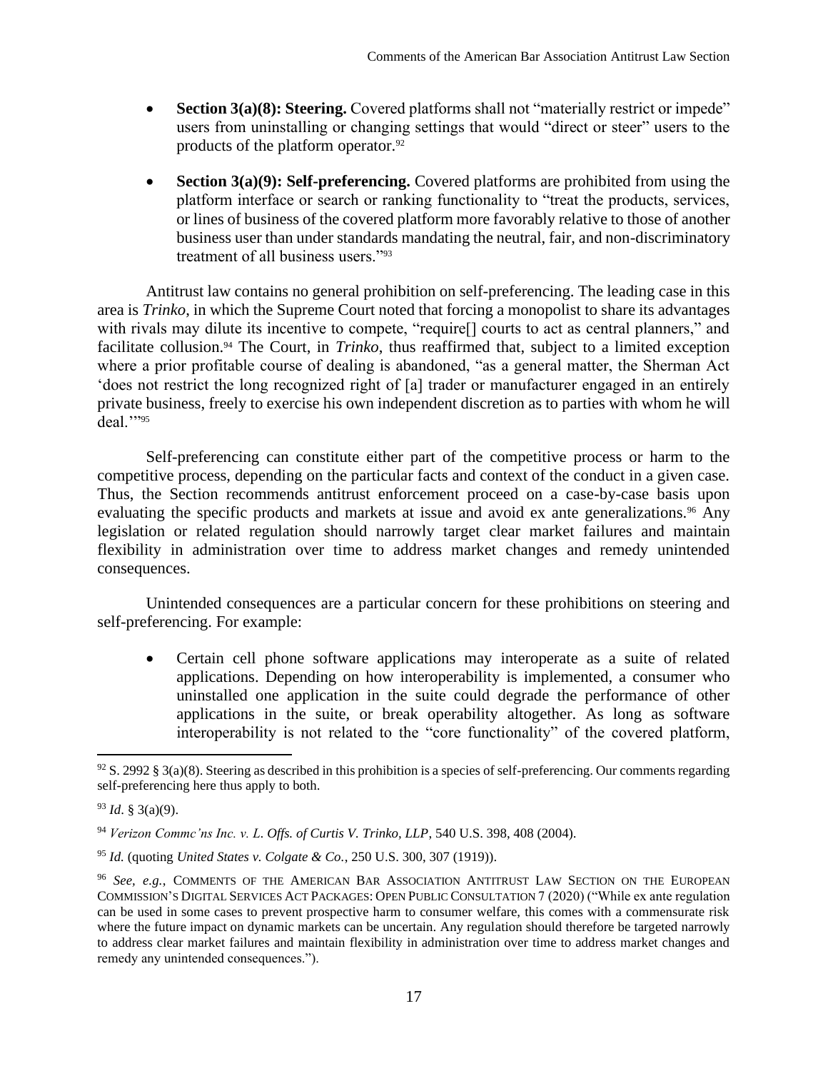- **Section 3(a)(8): Steering.** Covered platforms shall not "materially restrict or impede" users from uninstalling or changing settings that would "direct or steer" users to the products of the platform operator.[92]

- **Section 3(a)(9): Self-preferencing.** Covered platforms are prohibited from using the platform interface or search or ranking functionality to "treat the products, services, or lines of business of the covered platform more favorably relative to those of another business user than under standards mandating the neutral, fair, and non-discriminatory treatment of all business users."[93]

Antitrust law contains no general prohibition on self-preferencing. The leading case in this area is *Trinko*, in which the Supreme Court noted that forcing a monopolist to share its advantages with rivals may dilute its incentive to compete, "require[] courts to act as central planners," and facilitate collusion.[94] The Court, in *Trinko*, thus reaffirmed that, subject to a limited exception where a prior profitable course of dealing is abandoned, "as a general matter, the Sherman Act 'does not restrict the long recognized right of [a] trader or manufacturer engaged in an entirely private business, freely to exercise his own independent discretion as to parties with whom he will deal.'"[95]

Self-preferencing can constitute either part of the competitive process or harm to the competitive process, depending on the particular facts and context of the conduct in a given case. Thus, the Section recommends antitrust enforcement proceed on a case-by-case basis upon evaluating the specific products and markets at issue and avoid ex ante generalizations.[96] Any legislation or related regulation should narrowly target clear market failures and maintain flexibility in administration over time to address market changes and remedy unintended consequences.

Unintended consequences are a particular concern for these prohibitions on steering and self-preferencing. For example:

- Certain cell phone software applications may interoperate as a suite of related applications. Depending on how interoperability is implemented, a consumer who uninstalled one application in the suite could degrade the performance of other applications in the suite, or break operability altogether. As long as software interoperability is not related to the "core functionality" of the covered platform,

---

[92] S. 2992 § 3(a)(8). Steering as described in this prohibition is a species of self-preferencing. Our comments regarding self-preferencing here thus apply to both.

[93] *Id*. § 3(a)(9).

[94] *Verizon Commc'ns Inc. v. L. Offs. of Curtis V. Trinko, LLP*, 540 U.S. 398, 408 (2004).

[95] *Id.* (quoting *United States v. Colgate & Co.,* 250 U.S. 300, 307 (1919)).

[96] *See, e.g.*, COMMENTS OF THE AMERICAN BAR ASSOCIATION ANTITRUST LAW SECTION ON THE EUROPEAN COMMISSION'S DIGITAL SERVICES ACT PACKAGES: OPEN PUBLIC CONSULTATION 7 (2020) ("While ex ante regulation can be used in some cases to prevent prospective harm to consumer welfare, this comes with a commensurate risk where the future impact on dynamic markets can be uncertain. Any regulation should therefore be targeted narrowly to address clear market failures and maintain flexibility in administration over time to address market changes and remedy any unintended consequences.").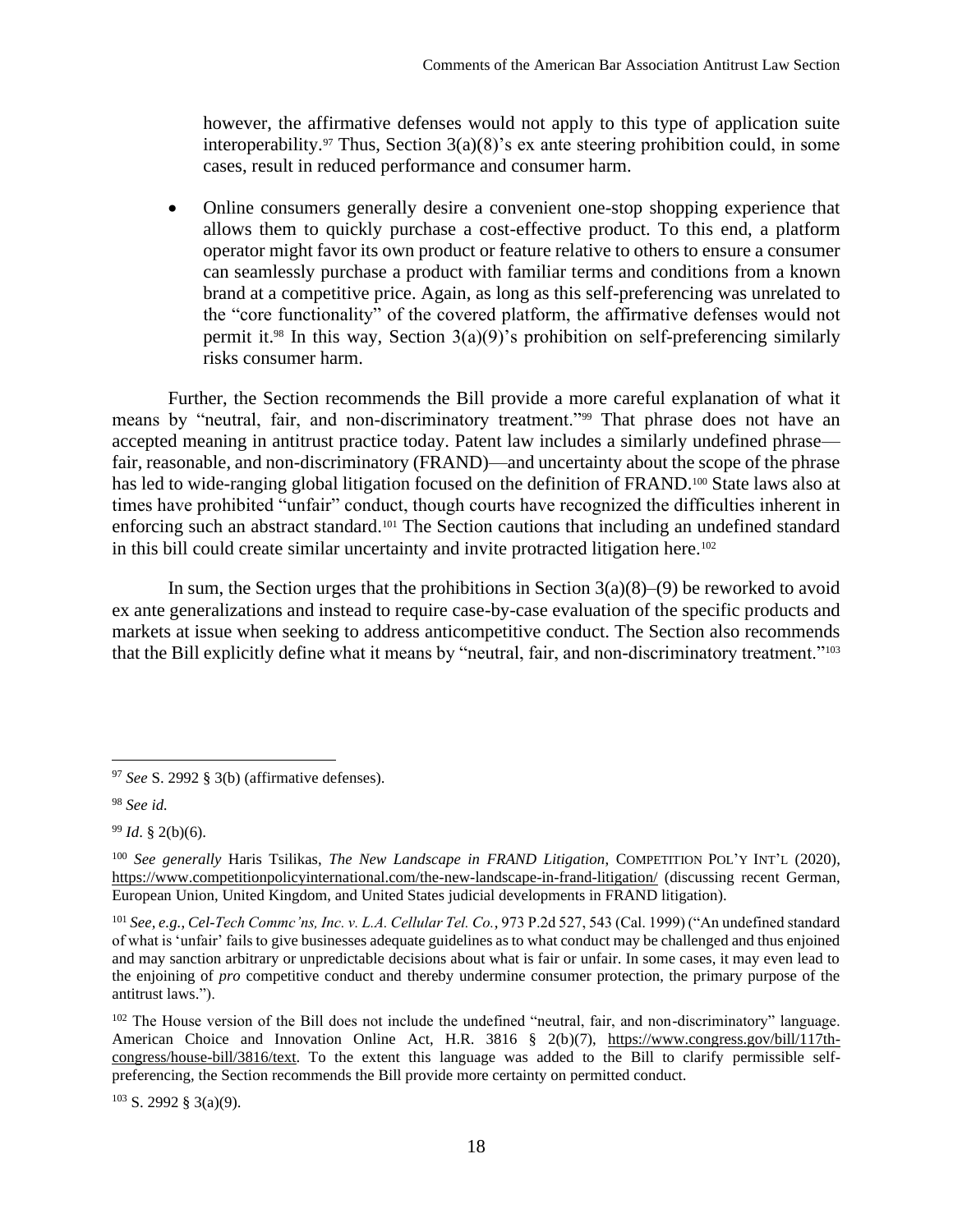however, the affirmative defenses would not apply to this type of application suite interoperability.[97] Thus, Section 3(a)(8)'s ex ante steering prohibition could, in some cases, result in reduced performance and consumer harm.

- Online consumers generally desire a convenient one-stop shopping experience that allows them to quickly purchase a cost-effective product. To this end, a platform operator might favor its own product or feature relative to others to ensure a consumer can seamlessly purchase a product with familiar terms and conditions from a known brand at a competitive price. Again, as long as this self-preferencing was unrelated to the "core functionality" of the covered platform, the affirmative defenses would not permit it.[98] In this way, Section 3(a)(9)'s prohibition on self-preferencing similarly risks consumer harm.

Further, the Section recommends the Bill provide a more careful explanation of what it means by "neutral, fair, and non-discriminatory treatment."[99] That phrase does not have an accepted meaning in antitrust practice today. Patent law includes a similarly undefined phrase—fair, reasonable, and non-discriminatory (FRAND)—and uncertainty about the scope of the phrase has led to wide-ranging global litigation focused on the definition of FRAND.[100] State laws also at times have prohibited "unfair" conduct, though courts have recognized the difficulties inherent in enforcing such an abstract standard.[101] The Section cautions that including an undefined standard in this bill could create similar uncertainty and invite protracted litigation here.[102]

In sum, the Section urges that the prohibitions in Section 3(a)(8)–(9) be reworked to avoid ex ante generalizations and instead to require case-by-case evaluation of the specific products and markets at issue when seeking to address anticompetitive conduct. The Section also recommends that the Bill explicitly define what it means by "neutral, fair, and non-discriminatory treatment."[103]

---

[97] *See* S. 2992 § 3(b) (affirmative defenses).

[98] *See id.*

[99] *Id*. § 2(b)(6).

[100] *See generally* Haris Tsilikas, *The New Landscape in FRAND Litigation*, COMPETITION POL'Y INT'L (2020), https://www.competitionpolicyinternational.com/the-new-landscape-in-frand-litigation/ (discussing recent German, European Union, United Kingdom, and United States judicial developments in FRAND litigation).

[101] *See, e.g.*, *Cel-Tech Commc'ns, Inc. v. L.A. Cellular Tel. Co.*, 973 P.2d 527, 543 (Cal. 1999) ("An undefined standard of what is 'unfair' fails to give businesses adequate guidelines as to what conduct may be challenged and thus enjoined and may sanction arbitrary or unpredictable decisions about what is fair or unfair. In some cases, it may even lead to the enjoining of *pro* competitive conduct and thereby undermine consumer protection, the primary purpose of the antitrust laws.").

[102] The House version of the Bill does not include the undefined "neutral, fair, and non-discriminatory" language. American Choice and Innovation Online Act, H.R. 3816 § 2(b)(7), https://www.congress.gov/bill/117th-congress/house-bill/3816/text. To the extent this language was added to the Bill to clarify permissible self-preferencing, the Section recommends the Bill provide more certainty on permitted conduct.

[103] S. 2992 § 3(a)(9).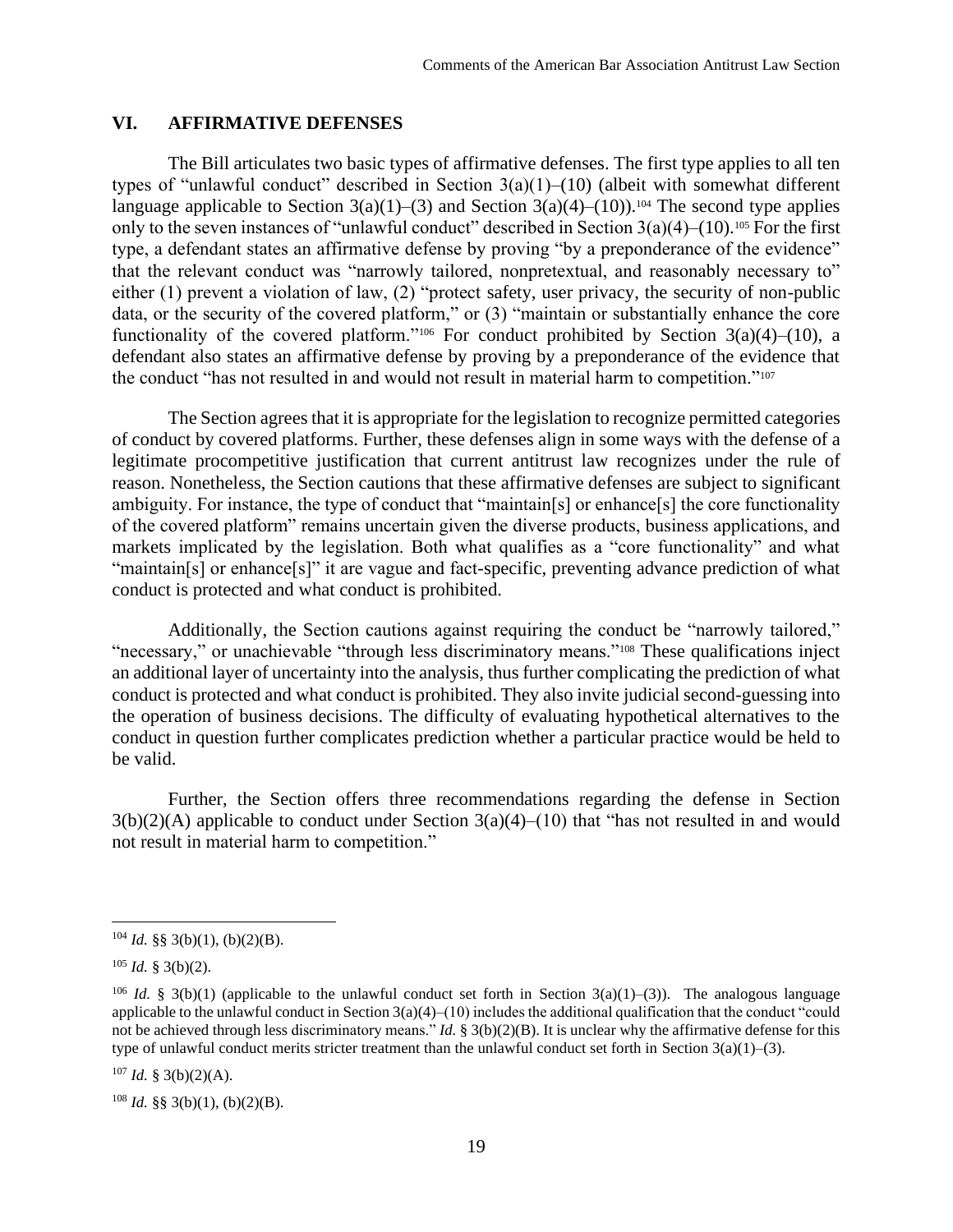## VI. AFFIRMATIVE DEFENSES

The Bill articulates two basic types of affirmative defenses. The first type applies to all ten types of "unlawful conduct" described in Section 3(a)(1)–(10) (albeit with somewhat different language applicable to Section 3(a)(1)–(3) and Section 3(a)(4)–(10)).[104] The second type applies only to the seven instances of "unlawful conduct" described in Section 3(a)(4)–(10).[105] For the first type, a defendant states an affirmative defense by proving "by a preponderance of the evidence" that the relevant conduct was "narrowly tailored, nonpretextual, and reasonably necessary to" either (1) prevent a violation of law, (2) "protect safety, user privacy, the security of non-public data, or the security of the covered platform," or (3) "maintain or substantially enhance the core functionality of the covered platform."[106] For conduct prohibited by Section 3(a)(4)–(10), a defendant also states an affirmative defense by proving by a preponderance of the evidence that the conduct "has not resulted in and would not result in material harm to competition."[107]

The Section agrees that it is appropriate for the legislation to recognize permitted categories of conduct by covered platforms. Further, these defenses align in some ways with the defense of a legitimate procompetitive justification that current antitrust law recognizes under the rule of reason. Nonetheless, the Section cautions that these affirmative defenses are subject to significant ambiguity. For instance, the type of conduct that "maintain[s] or enhance[s] the core functionality of the covered platform" remains uncertain given the diverse products, business applications, and markets implicated by the legislation. Both what qualifies as a "core functionality" and what "maintain[s] or enhance[s]" it are vague and fact-specific, preventing advance prediction of what conduct is protected and what conduct is prohibited.

Additionally, the Section cautions against requiring the conduct be "narrowly tailored," "necessary," or unachievable "through less discriminatory means."[108] These qualifications inject an additional layer of uncertainty into the analysis, thus further complicating the prediction of what conduct is protected and what conduct is prohibited. They also invite judicial second-guessing into the operation of business decisions. The difficulty of evaluating hypothetical alternatives to the conduct in question further complicates prediction whether a particular practice would be held to be valid.

Further, the Section offers three recommendations regarding the defense in Section 3(b)(2)(A) applicable to conduct under Section 3(a)(4)–(10) that "has not resulted in and would not result in material harm to competition."

---

[104] *Id.* §§ 3(b)(1), (b)(2)(B).

[105] *Id.* § 3(b)(2).

[106] *Id.* § 3(b)(1) (applicable to the unlawful conduct set forth in Section 3(a)(1)–(3)). The analogous language applicable to the unlawful conduct in Section 3(a)(4)–(10) includes the additional qualification that the conduct "could not be achieved through less discriminatory means." *Id.* § 3(b)(2)(B). It is unclear why the affirmative defense for this type of unlawful conduct merits stricter treatment than the unlawful conduct set forth in Section 3(a)(1)–(3).

[107] *Id.* § 3(b)(2)(A).

[108] *Id.* §§ 3(b)(1), (b)(2)(B).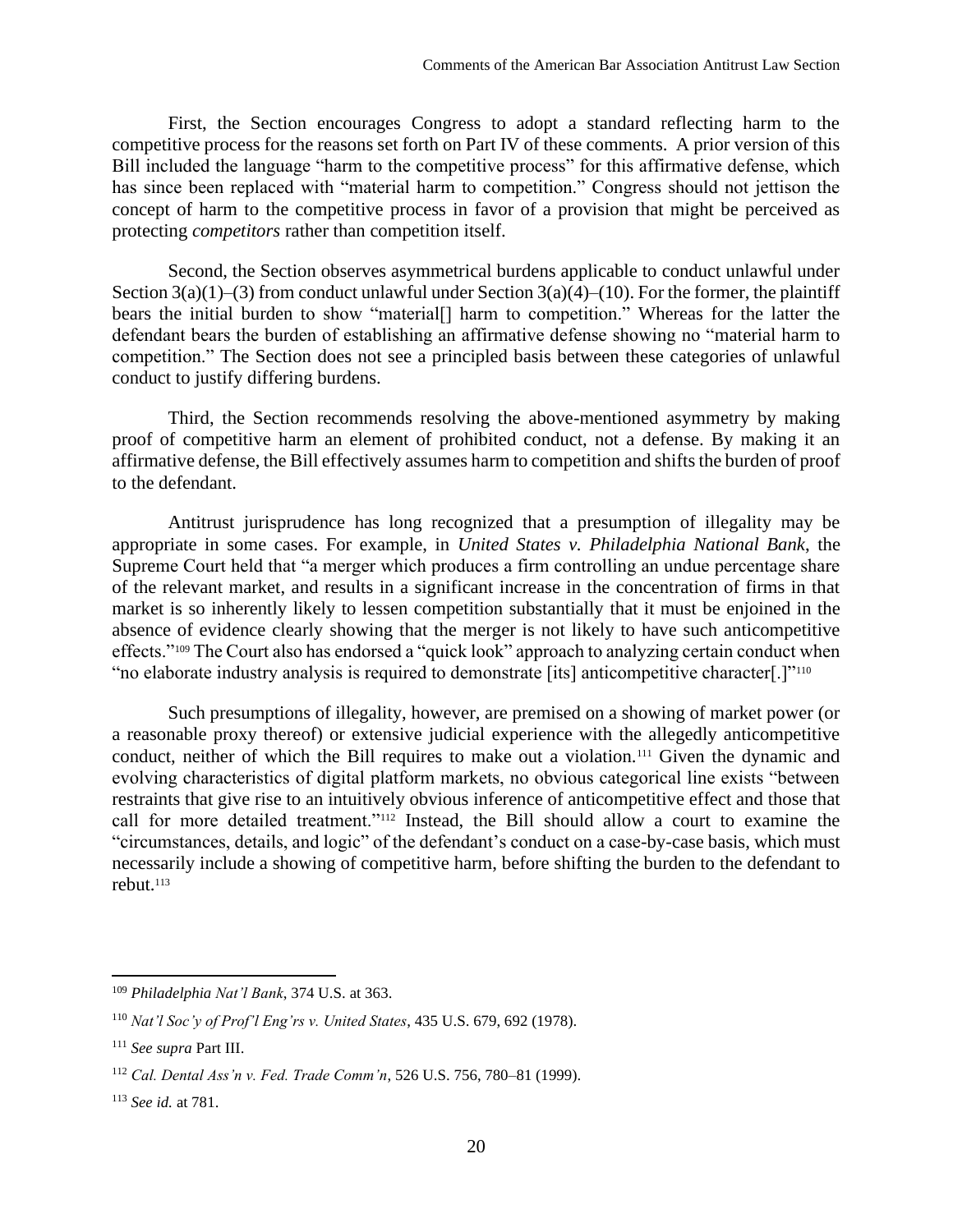First, the Section encourages Congress to adopt a standard reflecting harm to the competitive process for the reasons set forth on Part IV of these comments. A prior version of this Bill included the language "harm to the competitive process" for this affirmative defense, which has since been replaced with "material harm to competition." Congress should not jettison the concept of harm to the competitive process in favor of a provision that might be perceived as protecting *competitors* rather than competition itself.

Second, the Section observes asymmetrical burdens applicable to conduct unlawful under Section 3(a)(1)–(3) from conduct unlawful under Section 3(a)(4)–(10). For the former, the plaintiff bears the initial burden to show "material[] harm to competition." Whereas for the latter the defendant bears the burden of establishing an affirmative defense showing no "material harm to competition." The Section does not see a principled basis between these categories of unlawful conduct to justify differing burdens.

Third, the Section recommends resolving the above-mentioned asymmetry by making proof of competitive harm an element of prohibited conduct, not a defense. By making it an affirmative defense, the Bill effectively assumes harm to competition and shifts the burden of proof to the defendant.

Antitrust jurisprudence has long recognized that a presumption of illegality may be appropriate in some cases. For example, in *United States v. Philadelphia National Bank*, the Supreme Court held that "a merger which produces a firm controlling an undue percentage share of the relevant market, and results in a significant increase in the concentration of firms in that market is so inherently likely to lessen competition substantially that it must be enjoined in the absence of evidence clearly showing that the merger is not likely to have such anticompetitive effects."[109] The Court also has endorsed a "quick look" approach to analyzing certain conduct when "no elaborate industry analysis is required to demonstrate [its] anticompetitive character[.]"[110]

Such presumptions of illegality, however, are premised on a showing of market power (or a reasonable proxy thereof) or extensive judicial experience with the allegedly anticompetitive conduct, neither of which the Bill requires to make out a violation.[111] Given the dynamic and evolving characteristics of digital platform markets, no obvious categorical line exists "between restraints that give rise to an intuitively obvious inference of anticompetitive effect and those that call for more detailed treatment."[112] Instead, the Bill should allow a court to examine the "circumstances, details, and logic" of the defendant's conduct on a case-by-case basis, which must necessarily include a showing of competitive harm, before shifting the burden to the defendant to rebut.[113]

---

[109] *Philadelphia Nat'l Bank*, 374 U.S. at 363.

[110] *Nat'l Soc'y of Prof'l Eng'rs v. United States*, 435 U.S. 679, 692 (1978).

[111] *See supra* Part III.

[112] *Cal. Dental Ass'n v. Fed. Trade Comm'n*, 526 U.S. 756, 780–81 (1999).

[113] *See id.* at 781.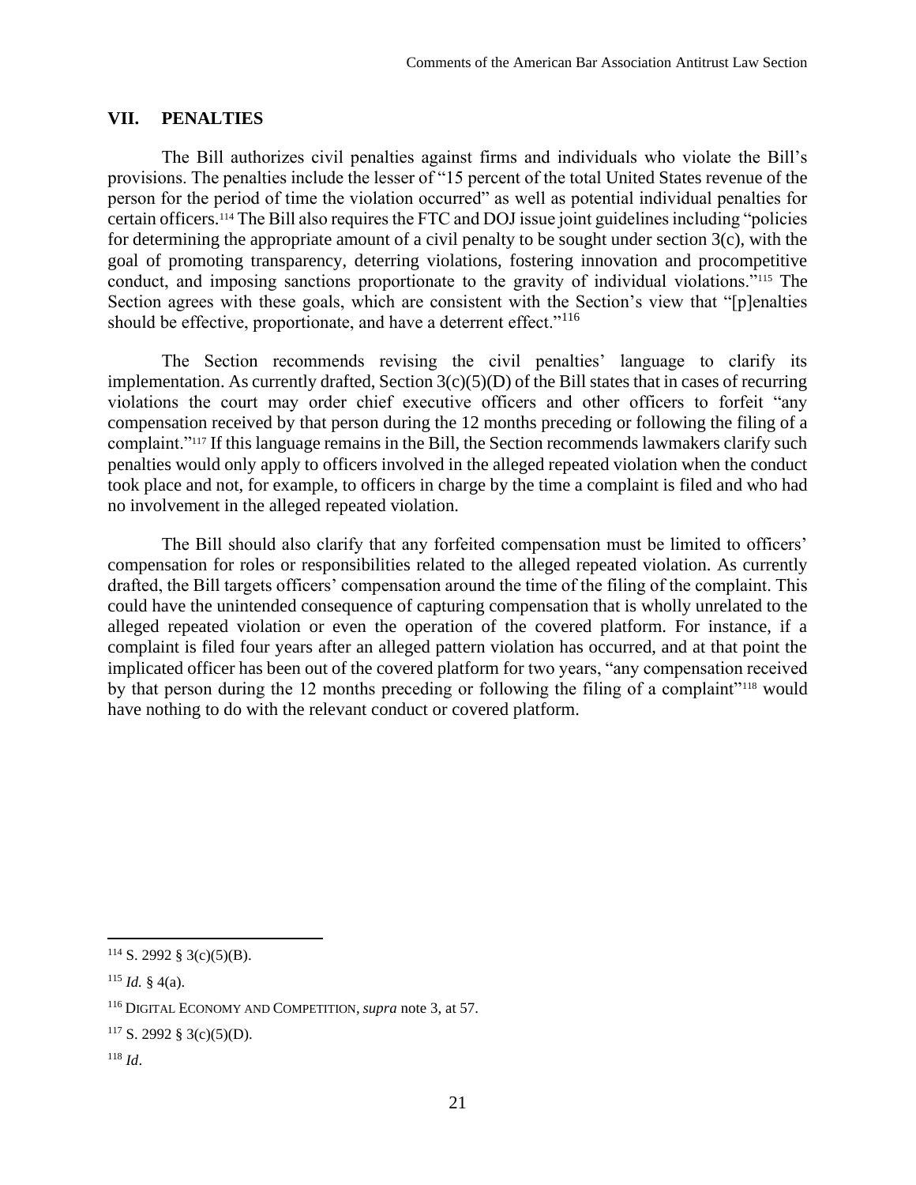## VII. PENALTIES

The Bill authorizes civil penalties against firms and individuals who violate the Bill's provisions. The penalties include the lesser of "15 percent of the total United States revenue of the person for the period of time the violation occurred" as well as potential individual penalties for certain officers.[114] The Bill also requires the FTC and DOJ issue joint guidelines including "policies for determining the appropriate amount of a civil penalty to be sought under section 3(c), with the goal of promoting transparency, deterring violations, fostering innovation and procompetitive conduct, and imposing sanctions proportionate to the gravity of individual violations."[115] The Section agrees with these goals, which are consistent with the Section's view that "[p]enalties should be effective, proportionate, and have a deterrent effect."[116]

The Section recommends revising the civil penalties' language to clarify its implementation. As currently drafted, Section 3(c)(5)(D) of the Bill states that in cases of recurring violations the court may order chief executive officers and other officers to forfeit "any compensation received by that person during the 12 months preceding or following the filing of a complaint."[117] If this language remains in the Bill, the Section recommends lawmakers clarify such penalties would only apply to officers involved in the alleged repeated violation when the conduct took place and not, for example, to officers in charge by the time a complaint is filed and who had no involvement in the alleged repeated violation.

The Bill should also clarify that any forfeited compensation must be limited to officers' compensation for roles or responsibilities related to the alleged repeated violation. As currently drafted, the Bill targets officers' compensation around the time of the filing of the complaint. This could have the unintended consequence of capturing compensation that is wholly unrelated to the alleged repeated violation or even the operation of the covered platform. For instance, if a complaint is filed four years after an alleged pattern violation has occurred, and at that point the implicated officer has been out of the covered platform for two years, "any compensation received by that person during the 12 months preceding or following the filing of a complaint"[118] would have nothing to do with the relevant conduct or covered platform.

---

[114] S. 2992 § 3(c)(5)(B).

[115] *Id.* § 4(a).

[116] DIGITAL ECONOMY AND COMPETITION, *supra* note 3, at 57.

[117] S. 2992 § 3(c)(5)(D).

[118] *Id*.